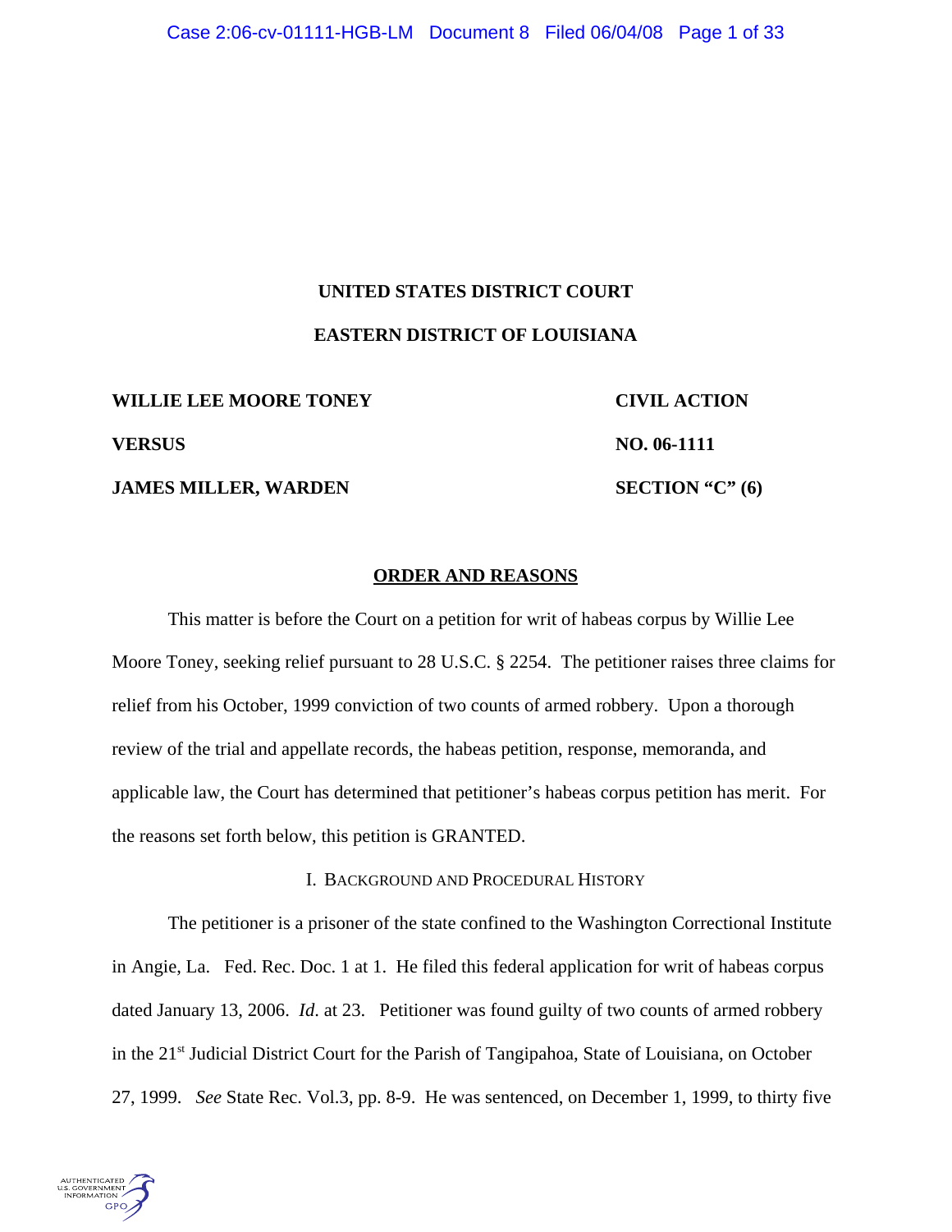**UNITED STATES DISTRICT COURT**

**EASTERN DISTRICT OF LOUISIANA**

| | |
|---|---|
| **WILLIE LEE MOORE TONEY** | **CIVIL ACTION** |
| **VERSUS** | **NO. 06-1111** |
| **JAMES MILLER, WARDEN** | **SECTION "C" (6)** |

## ORDER AND REASONS

This matter is before the Court on a petition for writ of habeas corpus by Willie Lee Moore Toney, seeking relief pursuant to 28 U.S.C. § 2254. The petitioner raises three claims for relief from his October, 1999 conviction of two counts of armed robbery. Upon a thorough review of the trial and appellate records, the habeas petition, response, memoranda, and applicable law, the Court has determined that petitioner's habeas corpus petition has merit. For the reasons set forth below, this petition is GRANTED.

### I. Background and Procedural History

The petitioner is a prisoner of the state confined to the Washington Correctional Institute in Angie, La. Fed. Rec. Doc. 1 at 1. He filed this federal application for writ of habeas corpus dated January 13, 2006. *Id.* at 23. Petitioner was found guilty of two counts of armed robbery in the 21st Judicial District Court for the Parish of Tangipahoa, State of Louisiana, on October 27, 1999. *See* State Rec. Vol.3, pp. 8-9. He was sentenced, on December 1, 1999, to thirty five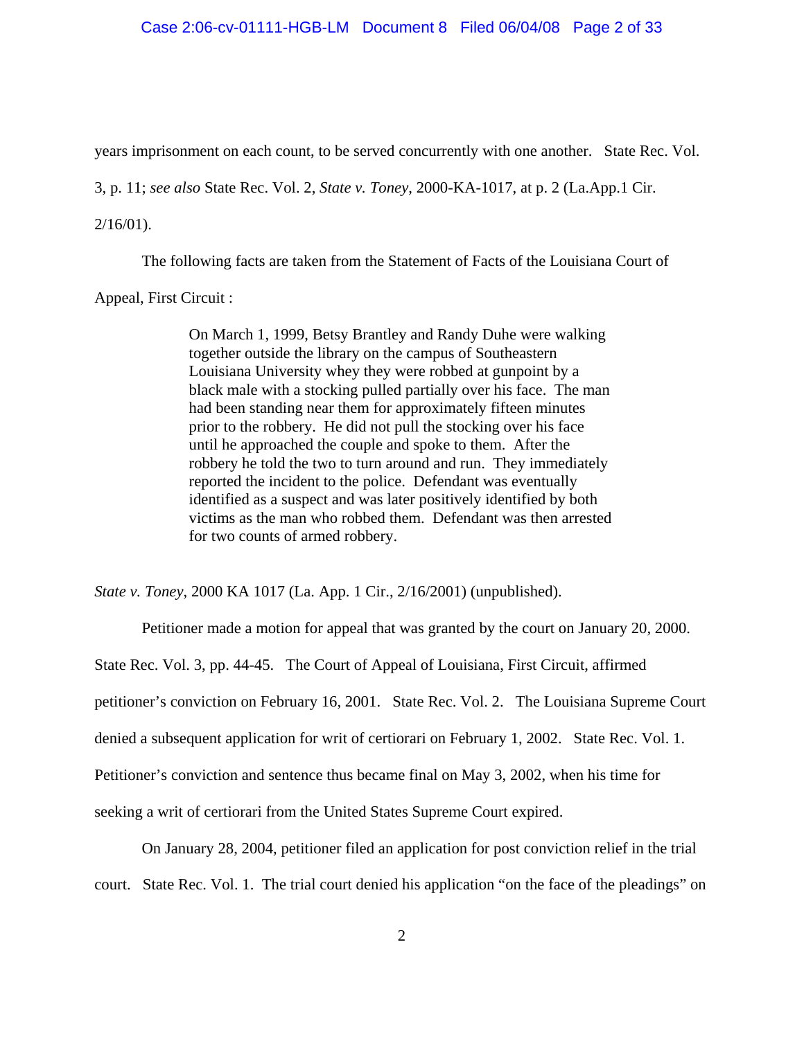years imprisonment on each count, to be served concurrently with one another. State Rec. Vol. 3, p. 11; *see also* State Rec. Vol. 2, *State v. Toney*, 2000-KA-1017, at p. 2 (La.App.1 Cir. 2/16/01).

The following facts are taken from the Statement of Facts of the Louisiana Court of Appeal, First Circuit :

> On March 1, 1999, Betsy Brantley and Randy Duhe were walking together outside the library on the campus of Southeastern Louisiana University whey they were robbed at gunpoint by a black male with a stocking pulled partially over his face. The man had been standing near them for approximately fifteen minutes prior to the robbery. He did not pull the stocking over his face until he approached the couple and spoke to them. After the robbery he told the two to turn around and run. They immediately reported the incident to the police. Defendant was eventually identified as a suspect and was later positively identified by both victims as the man who robbed them. Defendant was then arrested for two counts of armed robbery.

*State v. Toney*, 2000 KA 1017 (La. App. 1 Cir., 2/16/2001) (unpublished).

Petitioner made a motion for appeal that was granted by the court on January 20, 2000. State Rec. Vol. 3, pp. 44-45. The Court of Appeal of Louisiana, First Circuit, affirmed petitioner's conviction on February 16, 2001. State Rec. Vol. 2. The Louisiana Supreme Court denied a subsequent application for writ of certiorari on February 1, 2002. State Rec. Vol. 1. Petitioner's conviction and sentence thus became final on May 3, 2002, when his time for seeking a writ of certiorari from the United States Supreme Court expired.

On January 28, 2004, petitioner filed an application for post conviction relief in the trial court. State Rec. Vol. 1. The trial court denied his application "on the face of the pleadings" on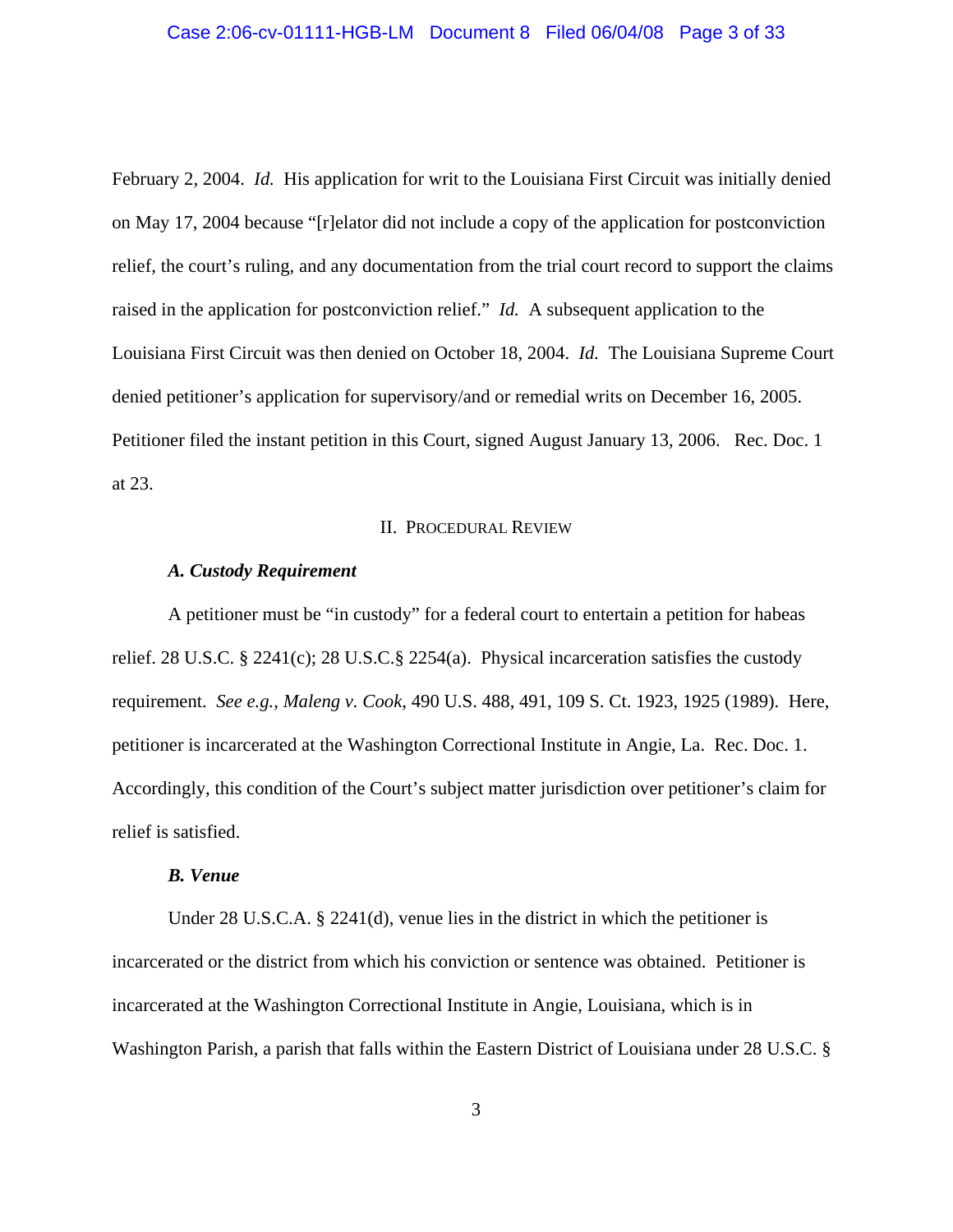February 2, 2004. *Id.* His application for writ to the Louisiana First Circuit was initially denied on May 17, 2004 because "[r]elator did not include a copy of the application for postconviction relief, the court's ruling, and any documentation from the trial court record to support the claims raised in the application for postconviction relief." *Id.* A subsequent application to the Louisiana First Circuit was then denied on October 18, 2004. *Id.* The Louisiana Supreme Court denied petitioner's application for supervisory/and or remedial writs on December 16, 2005. Petitioner filed the instant petition in this Court, signed August January 13, 2006. Rec. Doc. 1 at 23.

## II. PROCEDURAL REVIEW

### *A. Custody Requirement*

A petitioner must be "in custody" for a federal court to entertain a petition for habeas relief. 28 U.S.C. § 2241(c); 28 U.S.C.§ 2254(a). Physical incarceration satisfies the custody requirement. *See e.g., Maleng v. Cook*, 490 U.S. 488, 491, 109 S. Ct. 1923, 1925 (1989). Here, petitioner is incarcerated at the Washington Correctional Institute in Angie, La. Rec. Doc. 1. Accordingly, this condition of the Court's subject matter jurisdiction over petitioner's claim for relief is satisfied.

### *B. Venue*

Under 28 U.S.C.A. § 2241(d), venue lies in the district in which the petitioner is incarcerated or the district from which his conviction or sentence was obtained. Petitioner is incarcerated at the Washington Correctional Institute in Angie, Louisiana, which is in Washington Parish, a parish that falls within the Eastern District of Louisiana under 28 U.S.C. §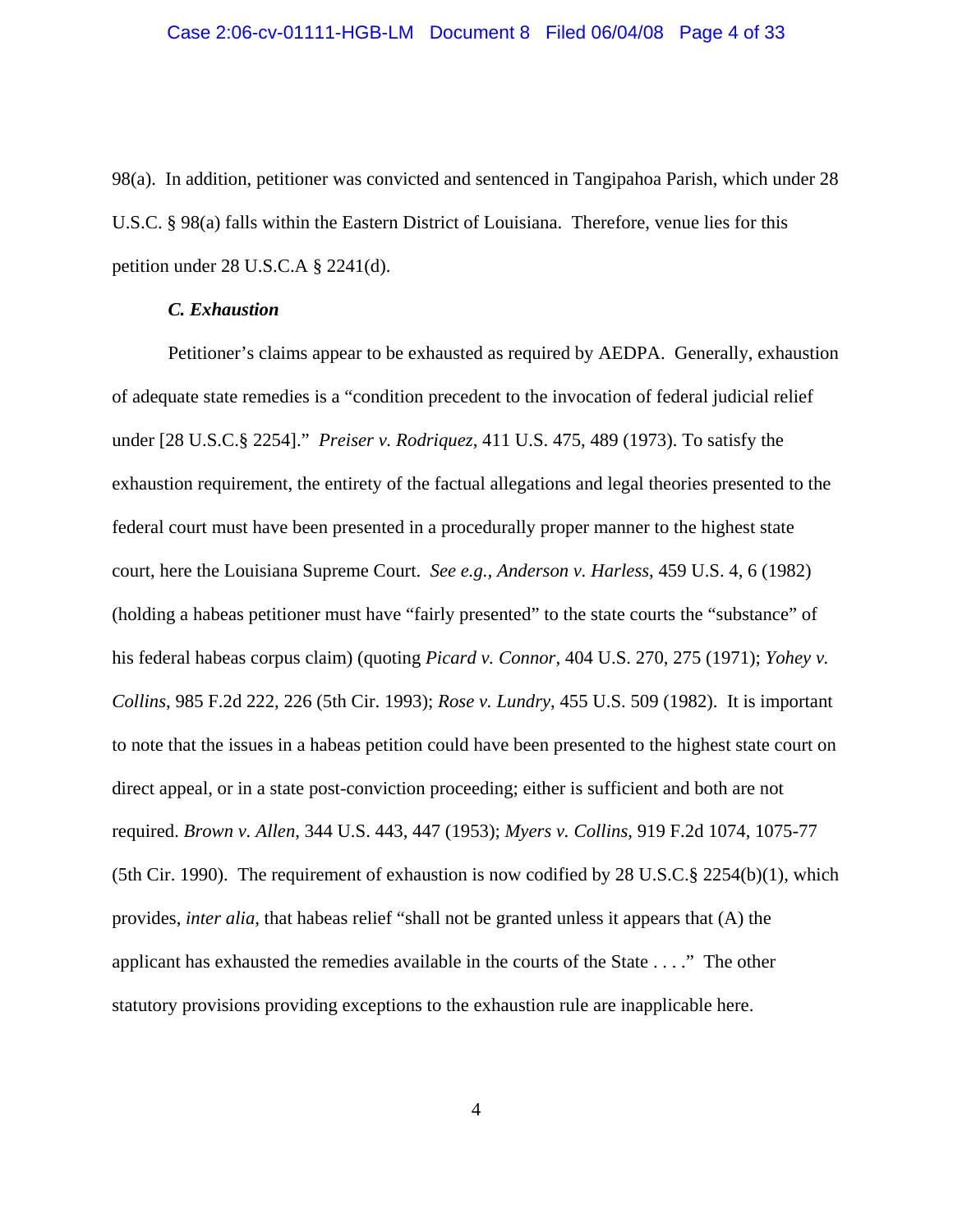98(a). In addition, petitioner was convicted and sentenced in Tangipahoa Parish, which under 28 U.S.C. § 98(a) falls within the Eastern District of Louisiana. Therefore, venue lies for this petition under 28 U.S.C.A § 2241(d).

***C. Exhaustion***

Petitioner's claims appear to be exhausted as required by AEDPA. Generally, exhaustion of adequate state remedies is a "condition precedent to the invocation of federal judicial relief under [28 U.S.C.§ 2254]." *Preiser v. Rodriquez*, 411 U.S. 475, 489 (1973). To satisfy the exhaustion requirement, the entirety of the factual allegations and legal theories presented to the federal court must have been presented in a procedurally proper manner to the highest state court, here the Louisiana Supreme Court. *See e.g., Anderson v. Harless*, 459 U.S. 4, 6 (1982) (holding a habeas petitioner must have "fairly presented" to the state courts the "substance" of his federal habeas corpus claim) (quoting *Picard v. Connor*, 404 U.S. 270, 275 (1971); *Yohey v. Collins*, 985 F.2d 222, 226 (5th Cir. 1993); *Rose v. Lundry*, 455 U.S. 509 (1982). It is important to note that the issues in a habeas petition could have been presented to the highest state court on direct appeal, or in a state post-conviction proceeding; either is sufficient and both are not required. *Brown v. Allen*, 344 U.S. 443, 447 (1953); *Myers v. Collins*, 919 F.2d 1074, 1075-77 (5th Cir. 1990). The requirement of exhaustion is now codified by 28 U.S.C.§ 2254(b)(1), which provides, *inter alia*, that habeas relief "shall not be granted unless it appears that (A) the applicant has exhausted the remedies available in the courts of the State . . . ." The other statutory provisions providing exceptions to the exhaustion rule are inapplicable here.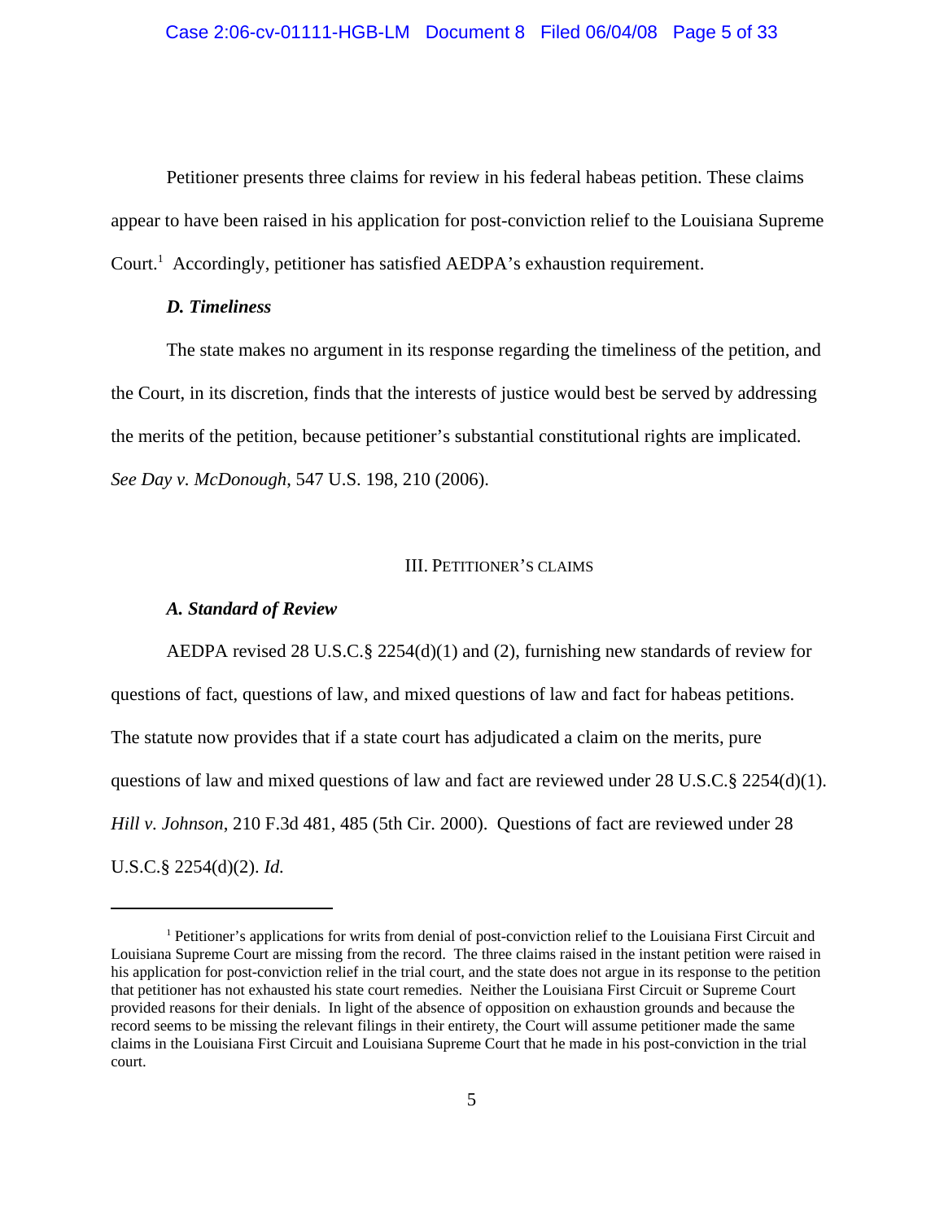Petitioner presents three claims for review in his federal habeas petition. These claims appear to have been raised in his application for post-conviction relief to the Louisiana Supreme Court.[1] Accordingly, petitioner has satisfied AEDPA's exhaustion requirement.

### *D. Timeliness*

The state makes no argument in its response regarding the timeliness of the petition, and the Court, in its discretion, finds that the interests of justice would best be served by addressing the merits of the petition, because petitioner's substantial constitutional rights are implicated. *See Day v. McDonough*, 547 U.S. 198, 210 (2006).

## III. PETITIONER'S CLAIMS

### *A. Standard of Review*

AEDPA revised 28 U.S.C.§ 2254(d)(1) and (2), furnishing new standards of review for questions of fact, questions of law, and mixed questions of law and fact for habeas petitions. The statute now provides that if a state court has adjudicated a claim on the merits, pure questions of law and mixed questions of law and fact are reviewed under 28 U.S.C.§ 2254(d)(1). *Hill v. Johnson*, 210 F.3d 481, 485 (5th Cir. 2000). Questions of fact are reviewed under 28 U.S.C.§ 2254(d)(2). *Id.*

---

[1] Petitioner's applications for writs from denial of post-conviction relief to the Louisiana First Circuit and Louisiana Supreme Court are missing from the record. The three claims raised in the instant petition were raised in his application for post-conviction relief in the trial court, and the state does not argue in its response to the petition that petitioner has not exhausted his state court remedies. Neither the Louisiana First Circuit or Supreme Court provided reasons for their denials. In light of the absence of opposition on exhaustion grounds and because the record seems to be missing the relevant filings in their entirety, the Court will assume petitioner made the same claims in the Louisiana First Circuit and Louisiana Supreme Court that he made in his post-conviction in the trial court.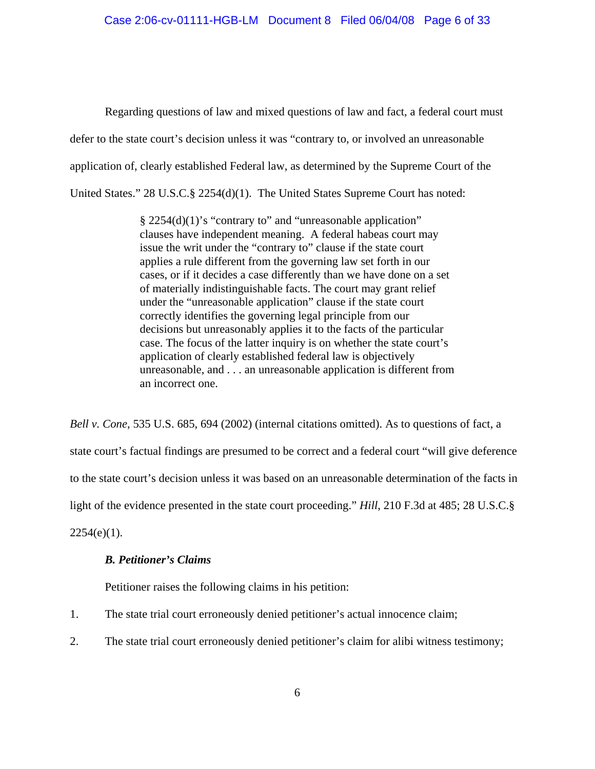Regarding questions of law and mixed questions of law and fact, a federal court must defer to the state court's decision unless it was "contrary to, or involved an unreasonable application of, clearly established Federal law, as determined by the Supreme Court of the United States." 28 U.S.C.§ 2254(d)(1). The United States Supreme Court has noted:

> § 2254(d)(1)'s "contrary to" and "unreasonable application" clauses have independent meaning. A federal habeas court may issue the writ under the "contrary to" clause if the state court applies a rule different from the governing law set forth in our cases, or if it decides a case differently than we have done on a set of materially indistinguishable facts. The court may grant relief under the "unreasonable application" clause if the state court correctly identifies the governing legal principle from our decisions but unreasonably applies it to the facts of the particular case. The focus of the latter inquiry is on whether the state court's application of clearly established federal law is objectively unreasonable, and . . . an unreasonable application is different from an incorrect one.

*Bell v. Cone*, 535 U.S. 685, 694 (2002) (internal citations omitted). As to questions of fact, a state court's factual findings are presumed to be correct and a federal court "will give deference to the state court's decision unless it was based on an unreasonable determination of the facts in light of the evidence presented in the state court proceeding." *Hill*, 210 F.3d at 485; 28 U.S.C.§ 2254(e)(1).

***B. Petitioner's Claims***

Petitioner raises the following claims in his petition:

1. The state trial court erroneously denied petitioner's actual innocence claim;
2. The state trial court erroneously denied petitioner's claim for alibi witness testimony;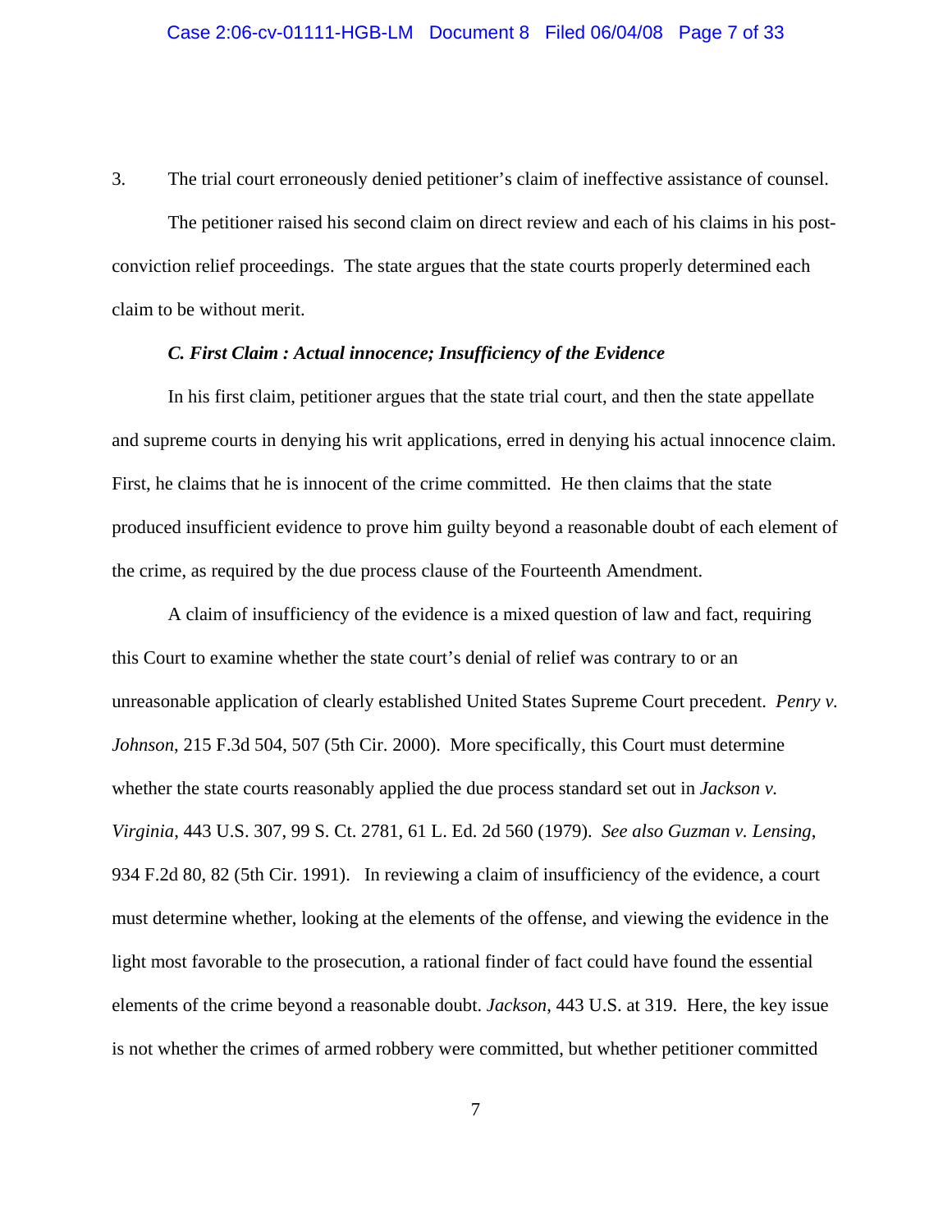3. The trial court erroneously denied petitioner's claim of ineffective assistance of counsel.

The petitioner raised his second claim on direct review and each of his claims in his post-conviction relief proceedings. The state argues that the state courts properly determined each claim to be without merit.

### *C. First Claim : Actual innocence; Insufficiency of the Evidence*

In his first claim, petitioner argues that the state trial court, and then the state appellate and supreme courts in denying his writ applications, erred in denying his actual innocence claim. First, he claims that he is innocent of the crime committed. He then claims that the state produced insufficient evidence to prove him guilty beyond a reasonable doubt of each element of the crime, as required by the due process clause of the Fourteenth Amendment.

A claim of insufficiency of the evidence is a mixed question of law and fact, requiring this Court to examine whether the state court's denial of relief was contrary to or an unreasonable application of clearly established United States Supreme Court precedent. *Penry v. Johnson*, 215 F.3d 504, 507 (5th Cir. 2000). More specifically, this Court must determine whether the state courts reasonably applied the due process standard set out in *Jackson v. Virginia*, 443 U.S. 307, 99 S. Ct. 2781, 61 L. Ed. 2d 560 (1979). *See also Guzman v. Lensing*, 934 F.2d 80, 82 (5th Cir. 1991). In reviewing a claim of insufficiency of the evidence, a court must determine whether, looking at the elements of the offense, and viewing the evidence in the light most favorable to the prosecution, a rational finder of fact could have found the essential elements of the crime beyond a reasonable doubt. *Jackson*, 443 U.S. at 319. Here, the key issue is not whether the crimes of armed robbery were committed, but whether petitioner committed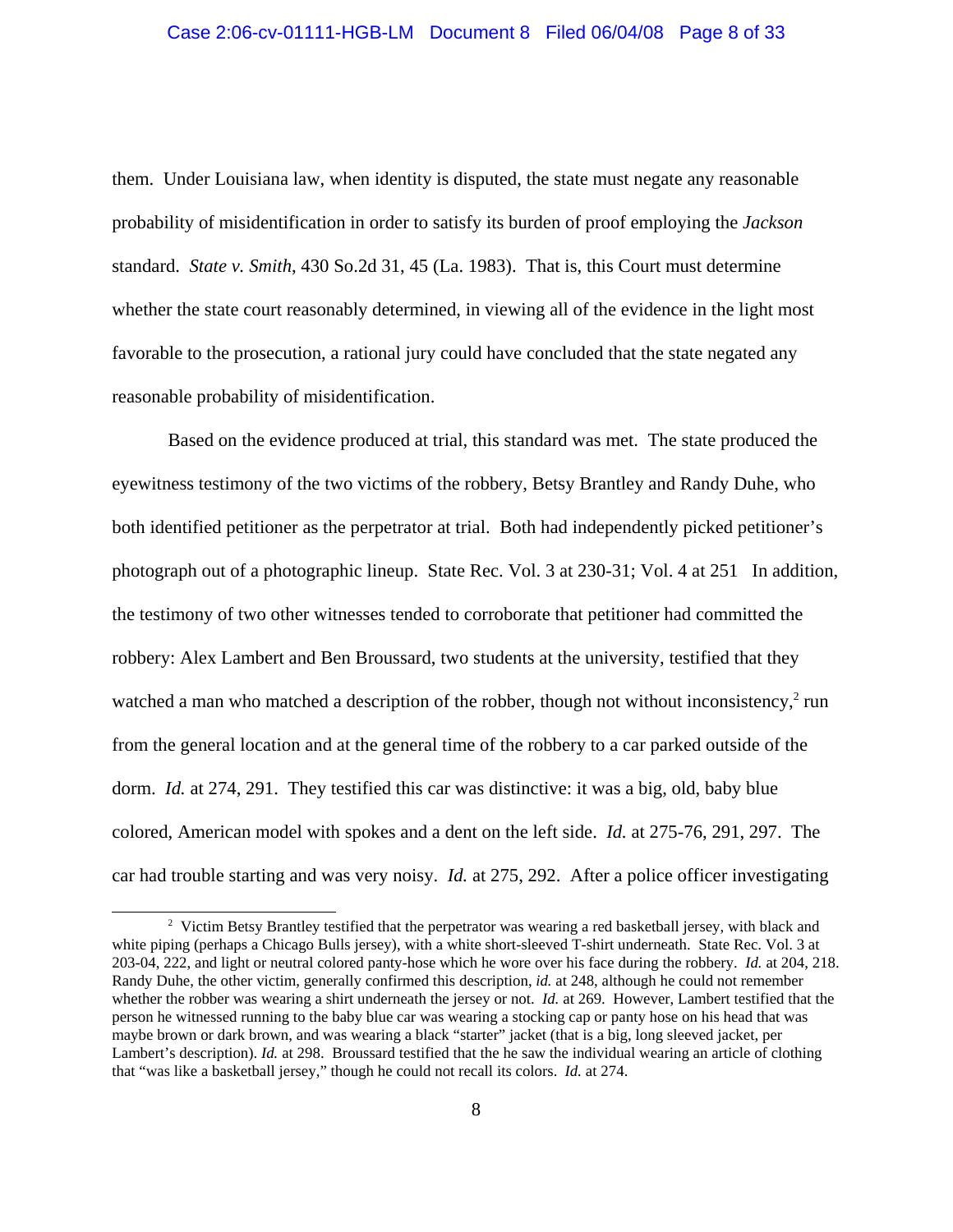them. Under Louisiana law, when identity is disputed, the state must negate any reasonable probability of misidentification in order to satisfy its burden of proof employing the *Jackson* standard. *State v. Smith*, 430 So.2d 31, 45 (La. 1983). That is, this Court must determine whether the state court reasonably determined, in viewing all of the evidence in the light most favorable to the prosecution, a rational jury could have concluded that the state negated any reasonable probability of misidentification.

Based on the evidence produced at trial, this standard was met. The state produced the eyewitness testimony of the two victims of the robbery, Betsy Brantley and Randy Duhe, who both identified petitioner as the perpetrator at trial. Both had independently picked petitioner's photograph out of a photographic lineup. State Rec. Vol. 3 at 230-31; Vol. 4 at 251 In addition, the testimony of two other witnesses tended to corroborate that petitioner had committed the robbery: Alex Lambert and Ben Broussard, two students at the university, testified that they watched a man who matched a description of the robber, though not without inconsistency,[2] run from the general location and at the general time of the robbery to a car parked outside of the dorm. *Id.* at 274, 291. They testified this car was distinctive: it was a big, old, baby blue colored, American model with spokes and a dent on the left side. *Id.* at 275-76, 291, 297. The car had trouble starting and was very noisy. *Id.* at 275, 292. After a police officer investigating

[2] Victim Betsy Brantley testified that the perpetrator was wearing a red basketball jersey, with black and white piping (perhaps a Chicago Bulls jersey), with a white short-sleeved T-shirt underneath. State Rec. Vol. 3 at 203-04, 222, and light or neutral colored panty-hose which he wore over his face during the robbery. *Id.* at 204, 218. Randy Duhe, the other victim, generally confirmed this description, *id.* at 248, although he could not remember whether the robber was wearing a shirt underneath the jersey or not. *Id.* at 269. However, Lambert testified that the person he witnessed running to the baby blue car was wearing a stocking cap or panty hose on his head that was maybe brown or dark brown, and was wearing a black "starter" jacket (that is a big, long sleeved jacket, per Lambert's description). *Id.* at 298. Broussard testified that the he saw the individual wearing an article of clothing that "was like a basketball jersey," though he could not recall its colors. *Id.* at 274.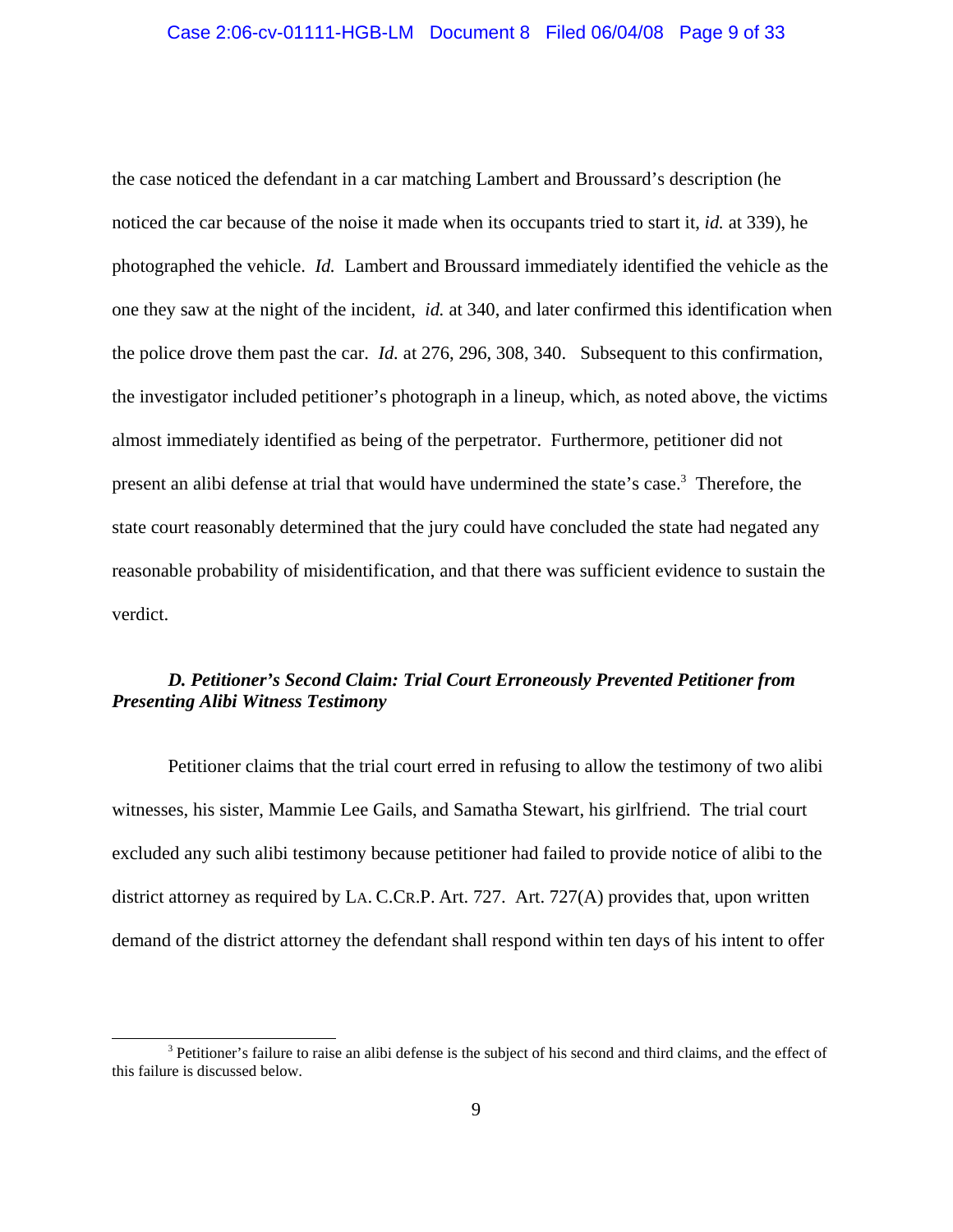the case noticed the defendant in a car matching Lambert and Broussard's description (he noticed the car because of the noise it made when its occupants tried to start it, *id.* at 339), he photographed the vehicle. *Id.* Lambert and Broussard immediately identified the vehicle as the one they saw at the night of the incident, *id.* at 340, and later confirmed this identification when the police drove them past the car. *Id.* at 276, 296, 308, 340. Subsequent to this confirmation, the investigator included petitioner's photograph in a lineup, which, as noted above, the victims almost immediately identified as being of the perpetrator. Furthermore, petitioner did not present an alibi defense at trial that would have undermined the state's case.[3] Therefore, the state court reasonably determined that the jury could have concluded the state had negated any reasonable probability of misidentification, and that there was sufficient evidence to sustain the verdict.

***D. Petitioner's Second Claim: Trial Court Erroneously Prevented Petitioner from Presenting Alibi Witness Testimony***

Petitioner claims that the trial court erred in refusing to allow the testimony of two alibi witnesses, his sister, Mammie Lee Gails, and Samatha Stewart, his girlfriend. The trial court excluded any such alibi testimony because petitioner had failed to provide notice of alibi to the district attorney as required by LA. C.CR.P. Art. 727. Art. 727(A) provides that, upon written demand of the district attorney the defendant shall respond within ten days of his intent to offer

[3] Petitioner's failure to raise an alibi defense is the subject of his second and third claims, and the effect of this failure is discussed below.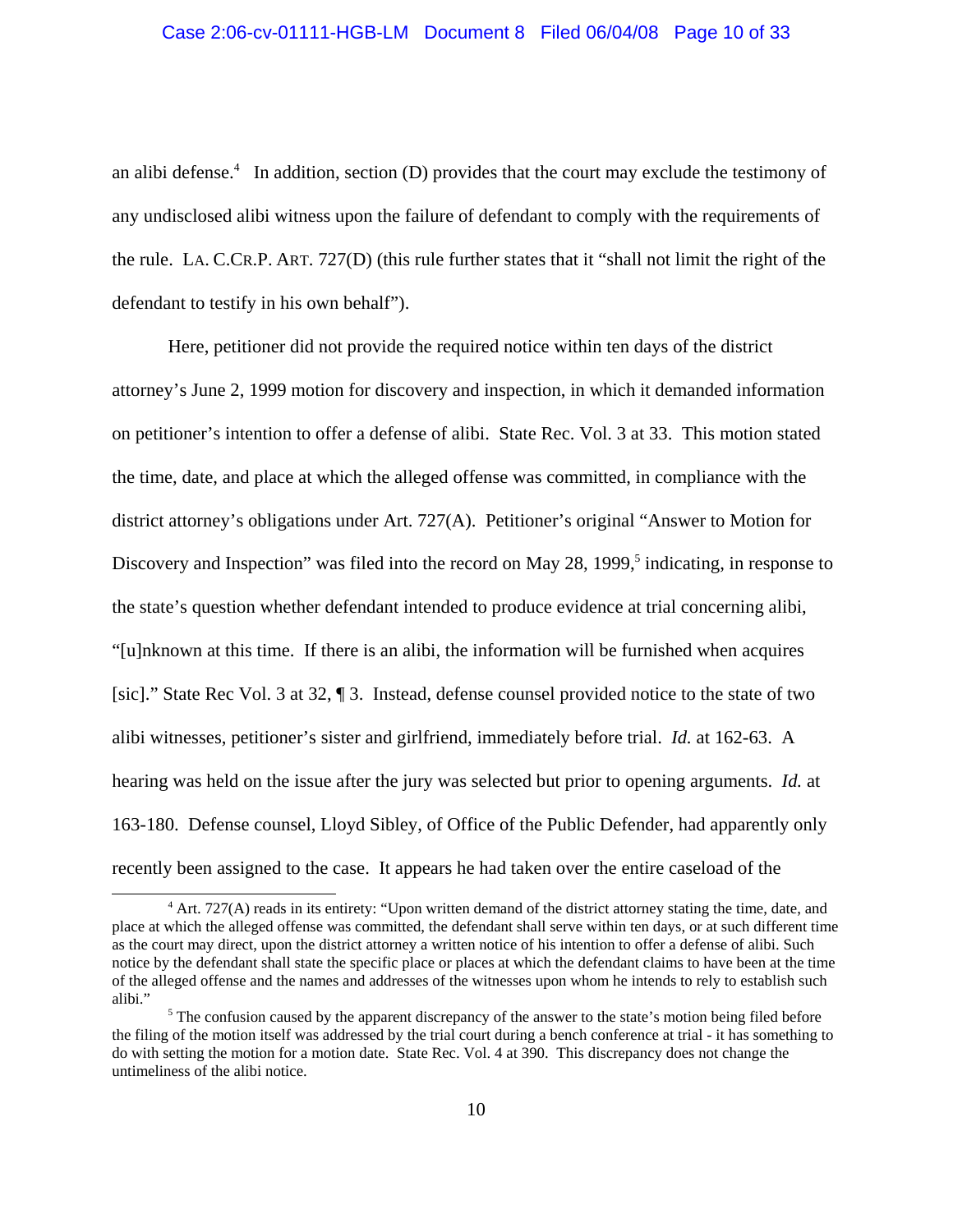an alibi defense.[4] In addition, section (D) provides that the court may exclude the testimony of any undisclosed alibi witness upon the failure of defendant to comply with the requirements of the rule. LA. C.CR.P. ART. 727(D) (this rule further states that it "shall not limit the right of the defendant to testify in his own behalf").

Here, petitioner did not provide the required notice within ten days of the district attorney's June 2, 1999 motion for discovery and inspection, in which it demanded information on petitioner's intention to offer a defense of alibi. State Rec. Vol. 3 at 33. This motion stated the time, date, and place at which the alleged offense was committed, in compliance with the district attorney's obligations under Art. 727(A). Petitioner's original "Answer to Motion for Discovery and Inspection" was filed into the record on May 28, 1999,[5] indicating, in response to the state's question whether defendant intended to produce evidence at trial concerning alibi, "[u]nknown at this time. If there is an alibi, the information will be furnished when acquires [sic]." State Rec Vol. 3 at 32, ¶ 3. Instead, defense counsel provided notice to the state of two alibi witnesses, petitioner's sister and girlfriend, immediately before trial. *Id.* at 162-63. A hearing was held on the issue after the jury was selected but prior to opening arguments. *Id.* at 163-180. Defense counsel, Lloyd Sibley, of Office of the Public Defender, had apparently only recently been assigned to the case. It appears he had taken over the entire caseload of the

[4] Art. 727(A) reads in its entirety: "Upon written demand of the district attorney stating the time, date, and place at which the alleged offense was committed, the defendant shall serve within ten days, or at such different time as the court may direct, upon the district attorney a written notice of his intention to offer a defense of alibi. Such notice by the defendant shall state the specific place or places at which the defendant claims to have been at the time of the alleged offense and the names and addresses of the witnesses upon whom he intends to rely to establish such alibi."

[5] The confusion caused by the apparent discrepancy of the answer to the state's motion being filed before the filing of the motion itself was addressed by the trial court during a bench conference at trial - it has something to do with setting the motion for a motion date. State Rec. Vol. 4 at 390. This discrepancy does not change the untimeliness of the alibi notice.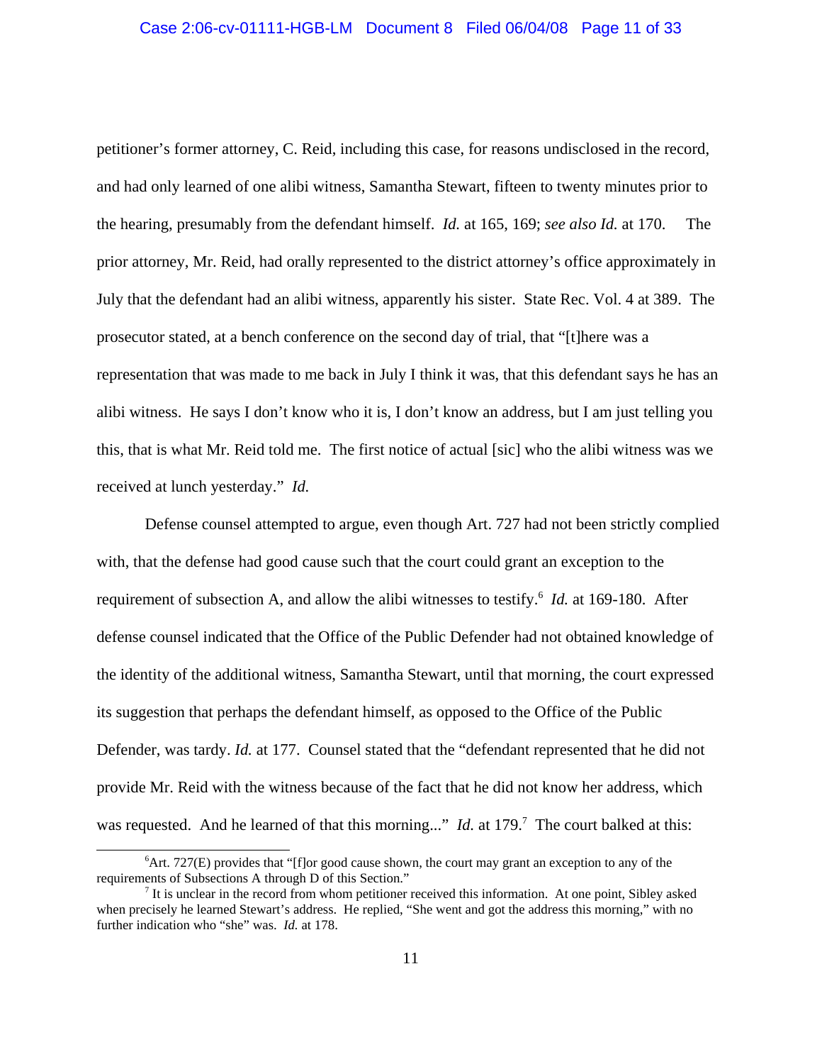petitioner's former attorney, C. Reid, including this case, for reasons undisclosed in the record, and had only learned of one alibi witness, Samantha Stewart, fifteen to twenty minutes prior to the hearing, presumably from the defendant himself. *Id.* at 165, 169; *see also Id.* at 170. The prior attorney, Mr. Reid, had orally represented to the district attorney's office approximately in July that the defendant had an alibi witness, apparently his sister. State Rec. Vol. 4 at 389. The prosecutor stated, at a bench conference on the second day of trial, that "[t]here was a representation that was made to me back in July I think it was, that this defendant says he has an alibi witness. He says I don't know who it is, I don't know an address, but I am just telling you this, that is what Mr. Reid told me. The first notice of actual [sic] who the alibi witness was we received at lunch yesterday." *Id.*

Defense counsel attempted to argue, even though Art. 727 had not been strictly complied with, that the defense had good cause such that the court could grant an exception to the requirement of subsection A, and allow the alibi witnesses to testify.[6] *Id.* at 169-180. After defense counsel indicated that the Office of the Public Defender had not obtained knowledge of the identity of the additional witness, Samantha Stewart, until that morning, the court expressed its suggestion that perhaps the defendant himself, as opposed to the Office of the Public Defender, was tardy. *Id.* at 177. Counsel stated that the "defendant represented that he did not provide Mr. Reid with the witness because of the fact that he did not know her address, which was requested. And he learned of that this morning..." *Id.* at 179.[7] The court balked at this:

---

[6] Art. 727(E) provides that "[f]or good cause shown, the court may grant an exception to any of the requirements of Subsections A through D of this Section."

[7] It is unclear in the record from whom petitioner received this information. At one point, Sibley asked when precisely he learned Stewart's address. He replied, "She went and got the address this morning," with no further indication who "she" was. *Id.* at 178.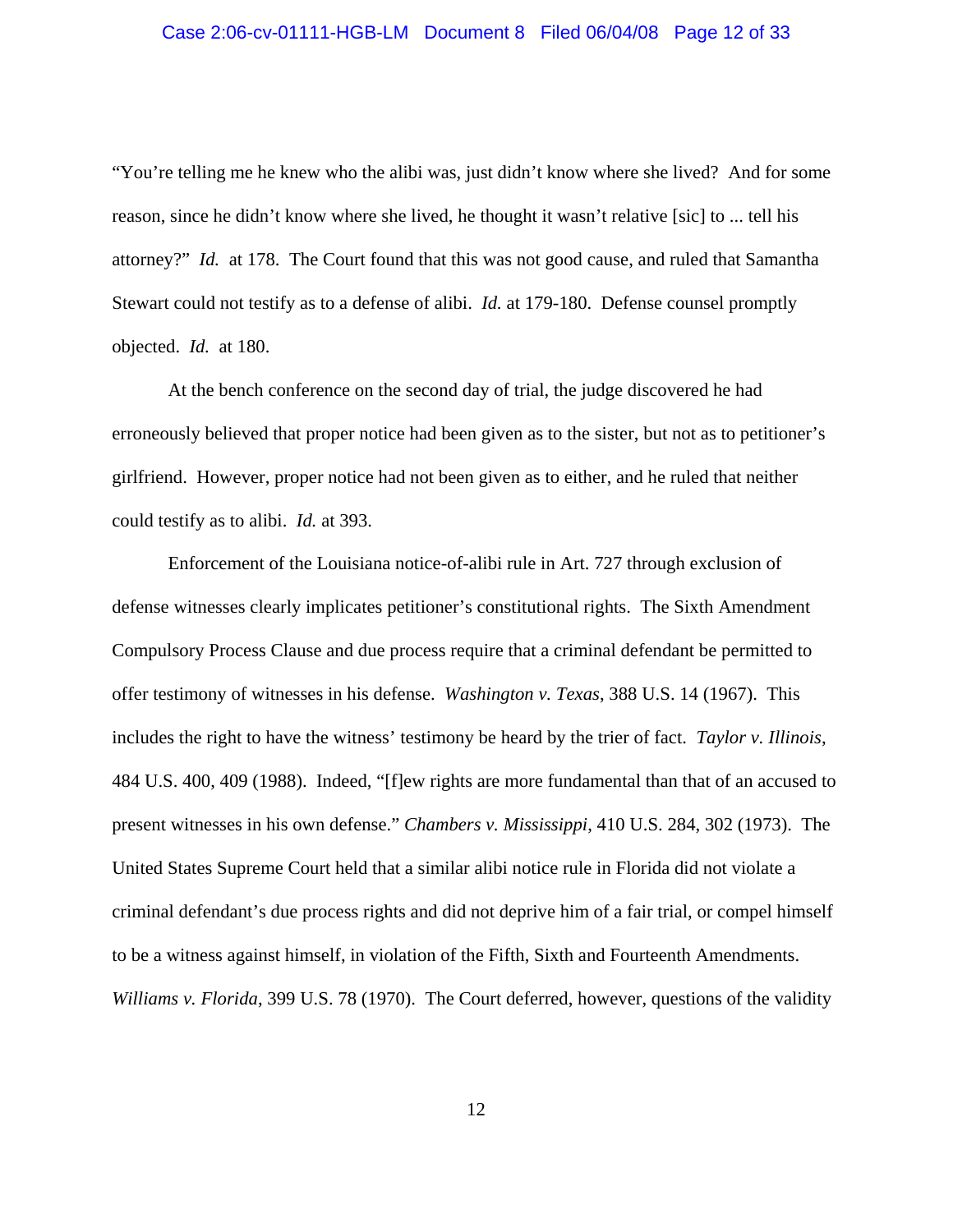"You're telling me he knew who the alibi was, just didn't know where she lived? And for some reason, since he didn't know where she lived, he thought it wasn't relative [sic] to ... tell his attorney?" *Id.* at 178. The Court found that this was not good cause, and ruled that Samantha Stewart could not testify as to a defense of alibi. *Id.* at 179-180. Defense counsel promptly objected. *Id.* at 180.

At the bench conference on the second day of trial, the judge discovered he had erroneously believed that proper notice had been given as to the sister, but not as to petitioner's girlfriend. However, proper notice had not been given as to either, and he ruled that neither could testify as to alibi. *Id.* at 393.

Enforcement of the Louisiana notice-of-alibi rule in Art. 727 through exclusion of defense witnesses clearly implicates petitioner's constitutional rights. The Sixth Amendment Compulsory Process Clause and due process require that a criminal defendant be permitted to offer testimony of witnesses in his defense. *Washington v. Texas*, 388 U.S. 14 (1967). This includes the right to have the witness' testimony be heard by the trier of fact. *Taylor v. Illinois*, 484 U.S. 400, 409 (1988). Indeed, "[f]ew rights are more fundamental than that of an accused to present witnesses in his own defense." *Chambers v. Mississippi*, 410 U.S. 284, 302 (1973). The United States Supreme Court held that a similar alibi notice rule in Florida did not violate a criminal defendant's due process rights and did not deprive him of a fair trial, or compel himself to be a witness against himself, in violation of the Fifth, Sixth and Fourteenth Amendments. *Williams v. Florida*, 399 U.S. 78 (1970). The Court deferred, however, questions of the validity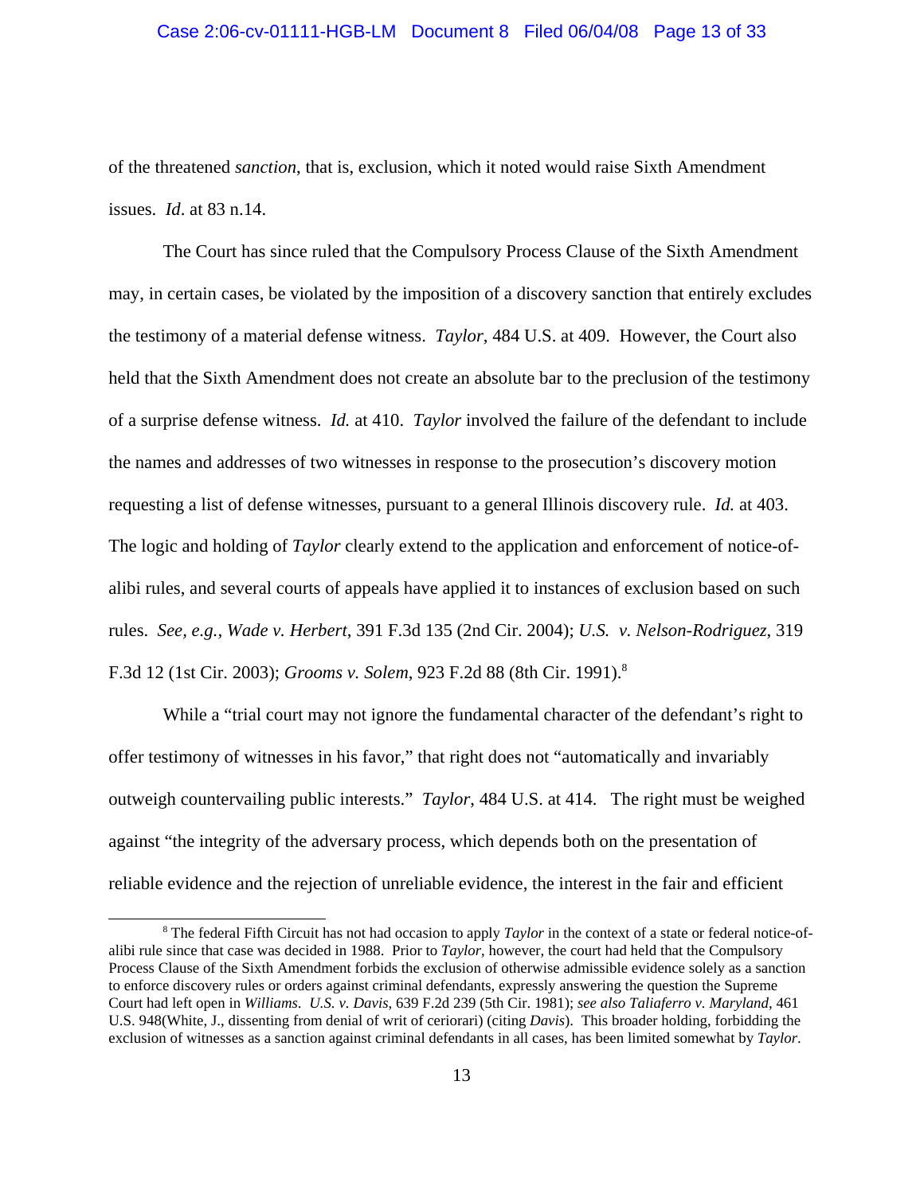of the threatened *sanction*, that is, exclusion, which it noted would raise Sixth Amendment issues. *Id*. at 83 n.14.

The Court has since ruled that the Compulsory Process Clause of the Sixth Amendment may, in certain cases, be violated by the imposition of a discovery sanction that entirely excludes the testimony of a material defense witness. *Taylor*, 484 U.S. at 409. However, the Court also held that the Sixth Amendment does not create an absolute bar to the preclusion of the testimony of a surprise defense witness. *Id.* at 410. *Taylor* involved the failure of the defendant to include the names and addresses of two witnesses in response to the prosecution's discovery motion requesting a list of defense witnesses, pursuant to a general Illinois discovery rule. *Id.* at 403. The logic and holding of *Taylor* clearly extend to the application and enforcement of notice-of-alibi rules, and several courts of appeals have applied it to instances of exclusion based on such rules. *See, e.g.*, *Wade v. Herbert*, 391 F.3d 135 (2nd Cir. 2004); *U.S. v. Nelson-Rodriguez*, 319 F.3d 12 (1st Cir. 2003); *Grooms v. Solem*, 923 F.2d 88 (8th Cir. 1991).[8]

While a "trial court may not ignore the fundamental character of the defendant's right to offer testimony of witnesses in his favor," that right does not "automatically and invariably outweigh countervailing public interests." *Taylor*, 484 U.S. at 414. The right must be weighed against "the integrity of the adversary process, which depends both on the presentation of reliable evidence and the rejection of unreliable evidence, the interest in the fair and efficient

---

[8] The federal Fifth Circuit has not had occasion to apply *Taylor* in the context of a state or federal notice-of-alibi rule since that case was decided in 1988. Prior to *Taylor*, however, the court had held that the Compulsory Process Clause of the Sixth Amendment forbids the exclusion of otherwise admissible evidence solely as a sanction to enforce discovery rules or orders against criminal defendants, expressly answering the question the Supreme Court had left open in *Williams*. *U.S. v. Davis*, 639 F.2d 239 (5th Cir. 1981); *see also Taliaferro v. Maryland*, 461 U.S. 948(White, J., dissenting from denial of writ of ceriorari) (citing *Davis*). This broader holding, forbidding the exclusion of witnesses as a sanction against criminal defendants in all cases, has been limited somewhat by *Taylor*.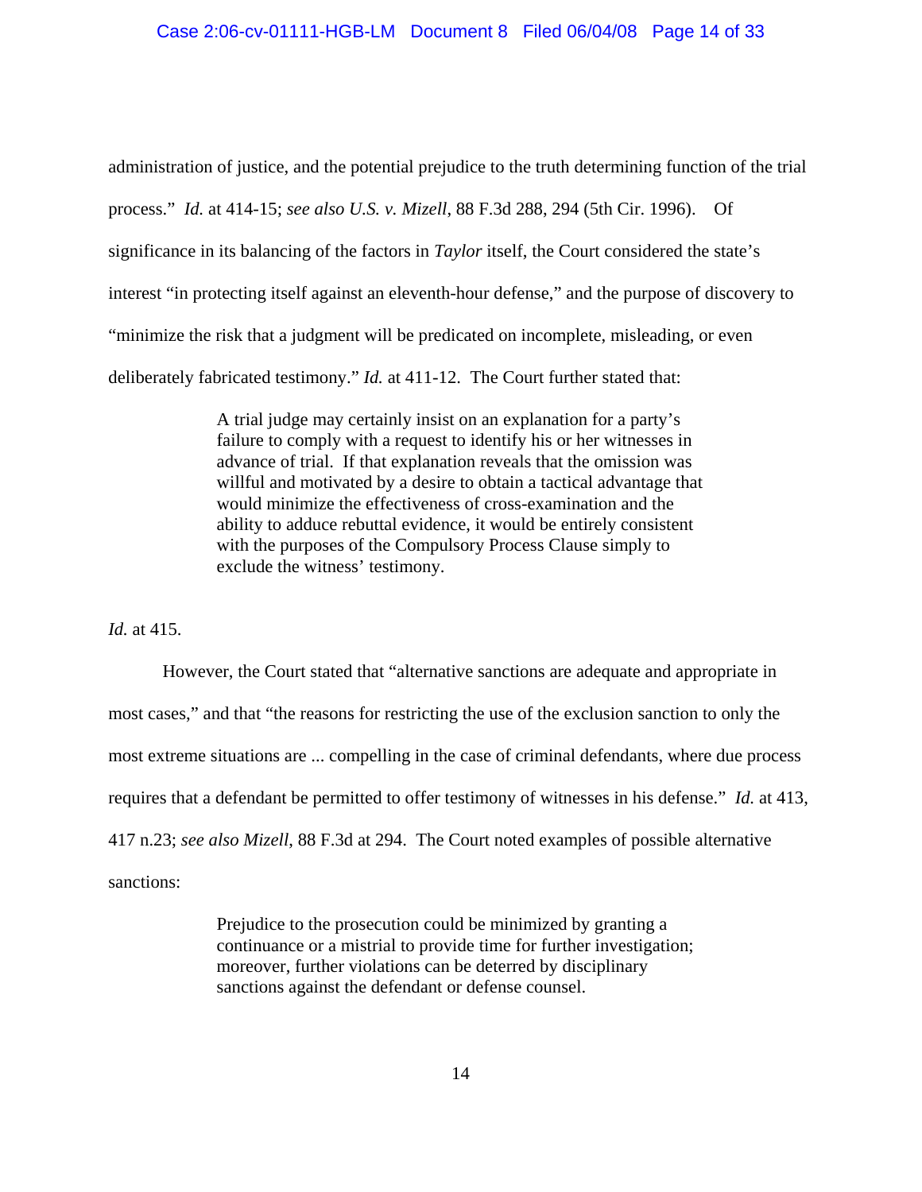administration of justice, and the potential prejudice to the truth determining function of the trial process." *Id.* at 414-15; *see also U.S. v. Mizell*, 88 F.3d 288, 294 (5th Cir. 1996). Of significance in its balancing of the factors in *Taylor* itself, the Court considered the state's interest "in protecting itself against an eleventh-hour defense," and the purpose of discovery to "minimize the risk that a judgment will be predicated on incomplete, misleading, or even deliberately fabricated testimony." *Id.* at 411-12. The Court further stated that:

> A trial judge may certainly insist on an explanation for a party's failure to comply with a request to identify his or her witnesses in advance of trial. If that explanation reveals that the omission was willful and motivated by a desire to obtain a tactical advantage that would minimize the effectiveness of cross-examination and the ability to adduce rebuttal evidence, it would be entirely consistent with the purposes of the Compulsory Process Clause simply to exclude the witness' testimony.

*Id.* at 415.

However, the Court stated that "alternative sanctions are adequate and appropriate in most cases," and that "the reasons for restricting the use of the exclusion sanction to only the most extreme situations are ... compelling in the case of criminal defendants, where due process requires that a defendant be permitted to offer testimony of witnesses in his defense." *Id.* at 413, 417 n.23; *see also Mizell,* 88 F.3d at 294. The Court noted examples of possible alternative sanctions:

> Prejudice to the prosecution could be minimized by granting a continuance or a mistrial to provide time for further investigation; moreover, further violations can be deterred by disciplinary sanctions against the defendant or defense counsel.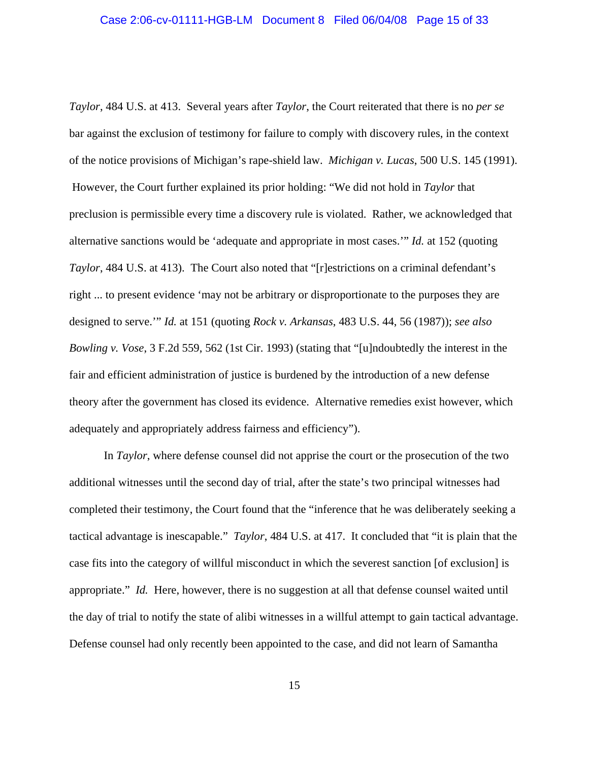*Taylor*, 484 U.S. at 413. Several years after *Taylor*, the Court reiterated that there is no *per se* bar against the exclusion of testimony for failure to comply with discovery rules, in the context of the notice provisions of Michigan's rape-shield law. *Michigan v. Lucas*, 500 U.S. 145 (1991). However, the Court further explained its prior holding: "We did not hold in *Taylor* that preclusion is permissible every time a discovery rule is violated. Rather, we acknowledged that alternative sanctions would be 'adequate and appropriate in most cases.'" *Id.* at 152 (quoting *Taylor*, 484 U.S. at 413). The Court also noted that "[r]estrictions on a criminal defendant's right ... to present evidence 'may not be arbitrary or disproportionate to the purposes they are designed to serve.'" *Id.* at 151 (quoting *Rock v. Arkansas*, 483 U.S. 44, 56 (1987)); *see also Bowling v. Vose*, 3 F.2d 559, 562 (1st Cir. 1993) (stating that "[u]ndoubtedly the interest in the fair and efficient administration of justice is burdened by the introduction of a new defense theory after the government has closed its evidence. Alternative remedies exist however, which adequately and appropriately address fairness and efficiency").

In *Taylor*, where defense counsel did not apprise the court or the prosecution of the two additional witnesses until the second day of trial, after the state's two principal witnesses had completed their testimony, the Court found that the "inference that he was deliberately seeking a tactical advantage is inescapable." *Taylor*, 484 U.S. at 417. It concluded that "it is plain that the case fits into the category of willful misconduct in which the severest sanction [of exclusion] is appropriate." *Id.* Here, however, there is no suggestion at all that defense counsel waited until the day of trial to notify the state of alibi witnesses in a willful attempt to gain tactical advantage. Defense counsel had only recently been appointed to the case, and did not learn of Samantha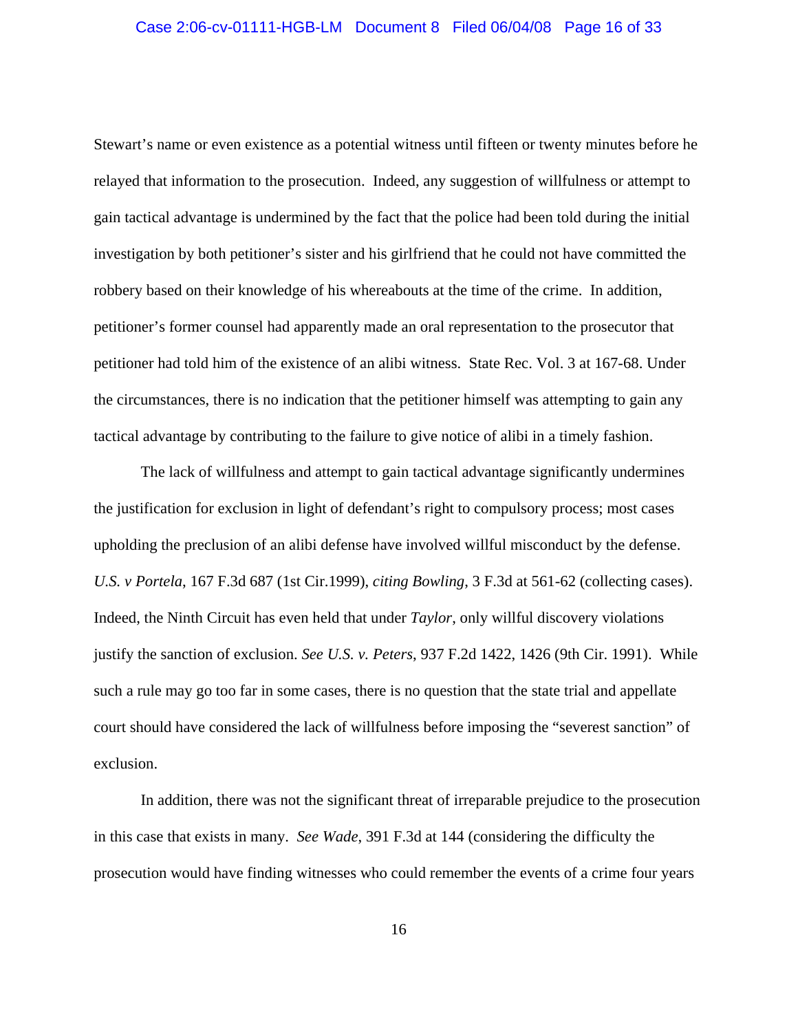Stewart's name or even existence as a potential witness until fifteen or twenty minutes before he relayed that information to the prosecution. Indeed, any suggestion of willfulness or attempt to gain tactical advantage is undermined by the fact that the police had been told during the initial investigation by both petitioner's sister and his girlfriend that he could not have committed the robbery based on their knowledge of his whereabouts at the time of the crime. In addition, petitioner's former counsel had apparently made an oral representation to the prosecutor that petitioner had told him of the existence of an alibi witness. State Rec. Vol. 3 at 167-68. Under the circumstances, there is no indication that the petitioner himself was attempting to gain any tactical advantage by contributing to the failure to give notice of alibi in a timely fashion.

The lack of willfulness and attempt to gain tactical advantage significantly undermines the justification for exclusion in light of defendant's right to compulsory process; most cases upholding the preclusion of an alibi defense have involved willful misconduct by the defense. *U.S. v Portela*, 167 F.3d 687 (1st Cir.1999), *citing Bowling*, 3 F.3d at 561-62 (collecting cases). Indeed, the Ninth Circuit has even held that under *Taylor*, only willful discovery violations justify the sanction of exclusion. *See U.S. v. Peters*, 937 F.2d 1422, 1426 (9th Cir. 1991). While such a rule may go too far in some cases, there is no question that the state trial and appellate court should have considered the lack of willfulness before imposing the "severest sanction" of exclusion.

In addition, there was not the significant threat of irreparable prejudice to the prosecution in this case that exists in many. *See Wade*, 391 F.3d at 144 (considering the difficulty the prosecution would have finding witnesses who could remember the events of a crime four years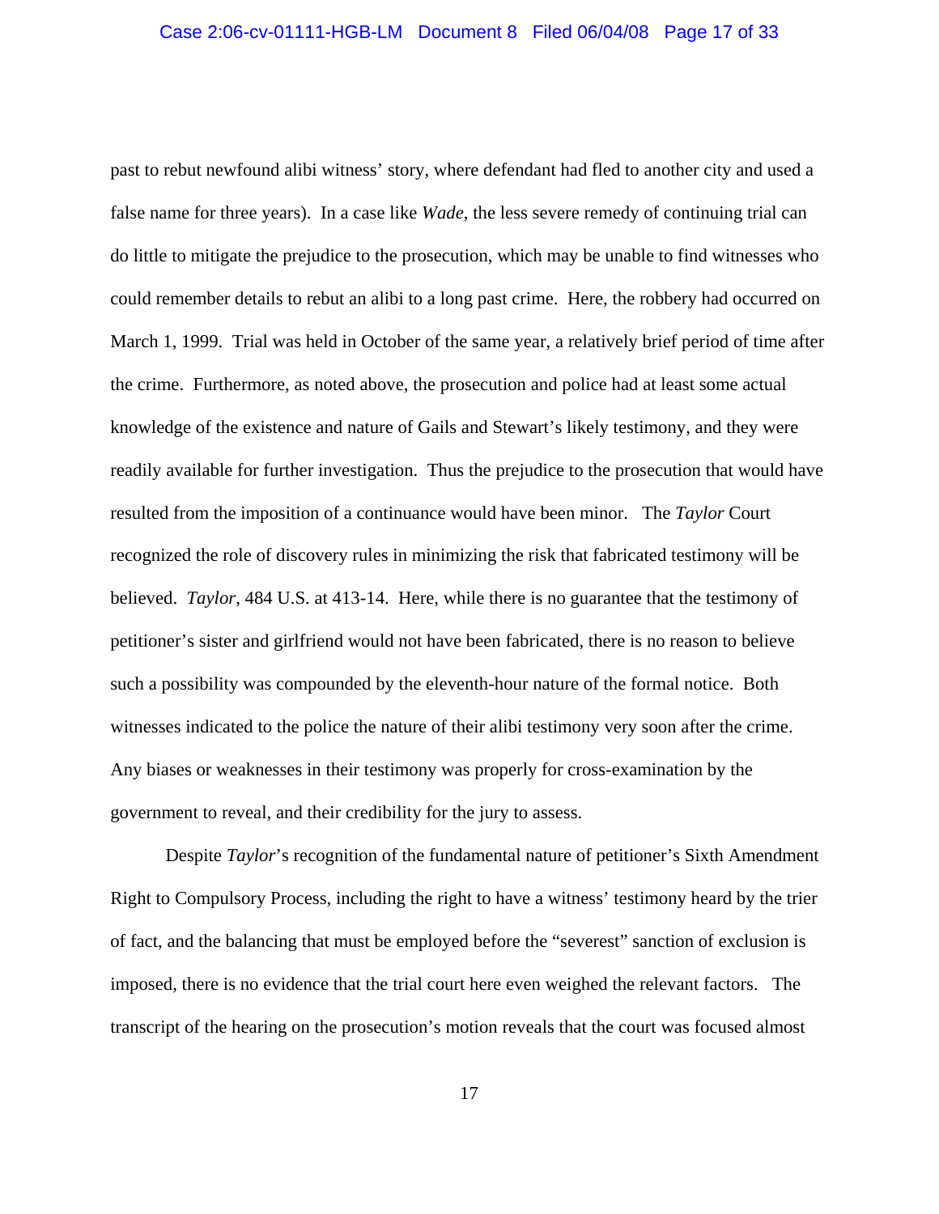past to rebut newfound alibi witness' story, where defendant had fled to another city and used a false name for three years). In a case like *Wade*, the less severe remedy of continuing trial can do little to mitigate the prejudice to the prosecution, which may be unable to find witnesses who could remember details to rebut an alibi to a long past crime. Here, the robbery had occurred on March 1, 1999. Trial was held in October of the same year, a relatively brief period of time after the crime. Furthermore, as noted above, the prosecution and police had at least some actual knowledge of the existence and nature of Gails and Stewart's likely testimony, and they were readily available for further investigation. Thus the prejudice to the prosecution that would have resulted from the imposition of a continuance would have been minor. The *Taylor* Court recognized the role of discovery rules in minimizing the risk that fabricated testimony will be believed. *Taylor*, 484 U.S. at 413-14. Here, while there is no guarantee that the testimony of petitioner's sister and girlfriend would not have been fabricated, there is no reason to believe such a possibility was compounded by the eleventh-hour nature of the formal notice. Both witnesses indicated to the police the nature of their alibi testimony very soon after the crime. Any biases or weaknesses in their testimony was properly for cross-examination by the government to reveal, and their credibility for the jury to assess.

Despite *Taylor*'s recognition of the fundamental nature of petitioner's Sixth Amendment Right to Compulsory Process, including the right to have a witness' testimony heard by the trier of fact, and the balancing that must be employed before the "severest" sanction of exclusion is imposed, there is no evidence that the trial court here even weighed the relevant factors. The transcript of the hearing on the prosecution's motion reveals that the court was focused almost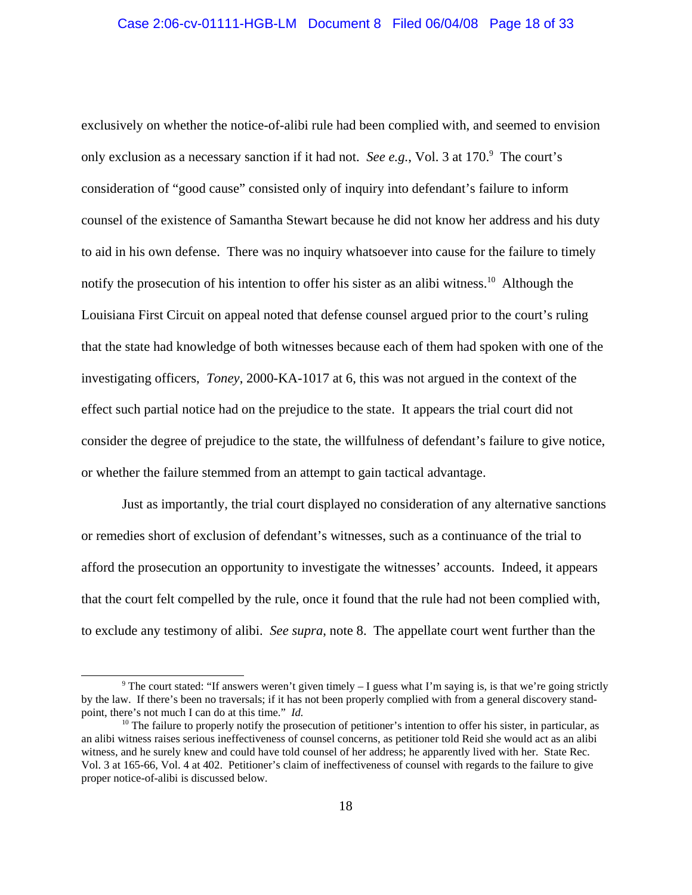exclusively on whether the notice-of-alibi rule had been complied with, and seemed to envision only exclusion as a necessary sanction if it had not. *See e.g.*, Vol. 3 at 170.[9] The court's consideration of "good cause" consisted only of inquiry into defendant's failure to inform counsel of the existence of Samantha Stewart because he did not know her address and his duty to aid in his own defense. There was no inquiry whatsoever into cause for the failure to timely notify the prosecution of his intention to offer his sister as an alibi witness.[10] Although the Louisiana First Circuit on appeal noted that defense counsel argued prior to the court's ruling that the state had knowledge of both witnesses because each of them had spoken with one of the investigating officers, *Toney*, 2000-KA-1017 at 6, this was not argued in the context of the effect such partial notice had on the prejudice to the state. It appears the trial court did not consider the degree of prejudice to the state, the willfulness of defendant's failure to give notice, or whether the failure stemmed from an attempt to gain tactical advantage.

Just as importantly, the trial court displayed no consideration of any alternative sanctions or remedies short of exclusion of defendant's witnesses, such as a continuance of the trial to afford the prosecution an opportunity to investigate the witnesses' accounts. Indeed, it appears that the court felt compelled by the rule, once it found that the rule had not been complied with, to exclude any testimony of alibi. *See supra*, note 8. The appellate court went further than the

[9] The court stated: "If answers weren't given timely – I guess what I'm saying is, is that we're going strictly by the law. If there's been no traversals; if it has not been properly complied with from a general discovery standpoint, there's not much I can do at this time." *Id.*

[10] The failure to properly notify the prosecution of petitioner's intention to offer his sister, in particular, as an alibi witness raises serious ineffectiveness of counsel concerns, as petitioner told Reid she would act as an alibi witness, and he surely knew and could have told counsel of her address; he apparently lived with her. State Rec. Vol. 3 at 165-66, Vol. 4 at 402. Petitioner's claim of ineffectiveness of counsel with regards to the failure to give proper notice-of-alibi is discussed below.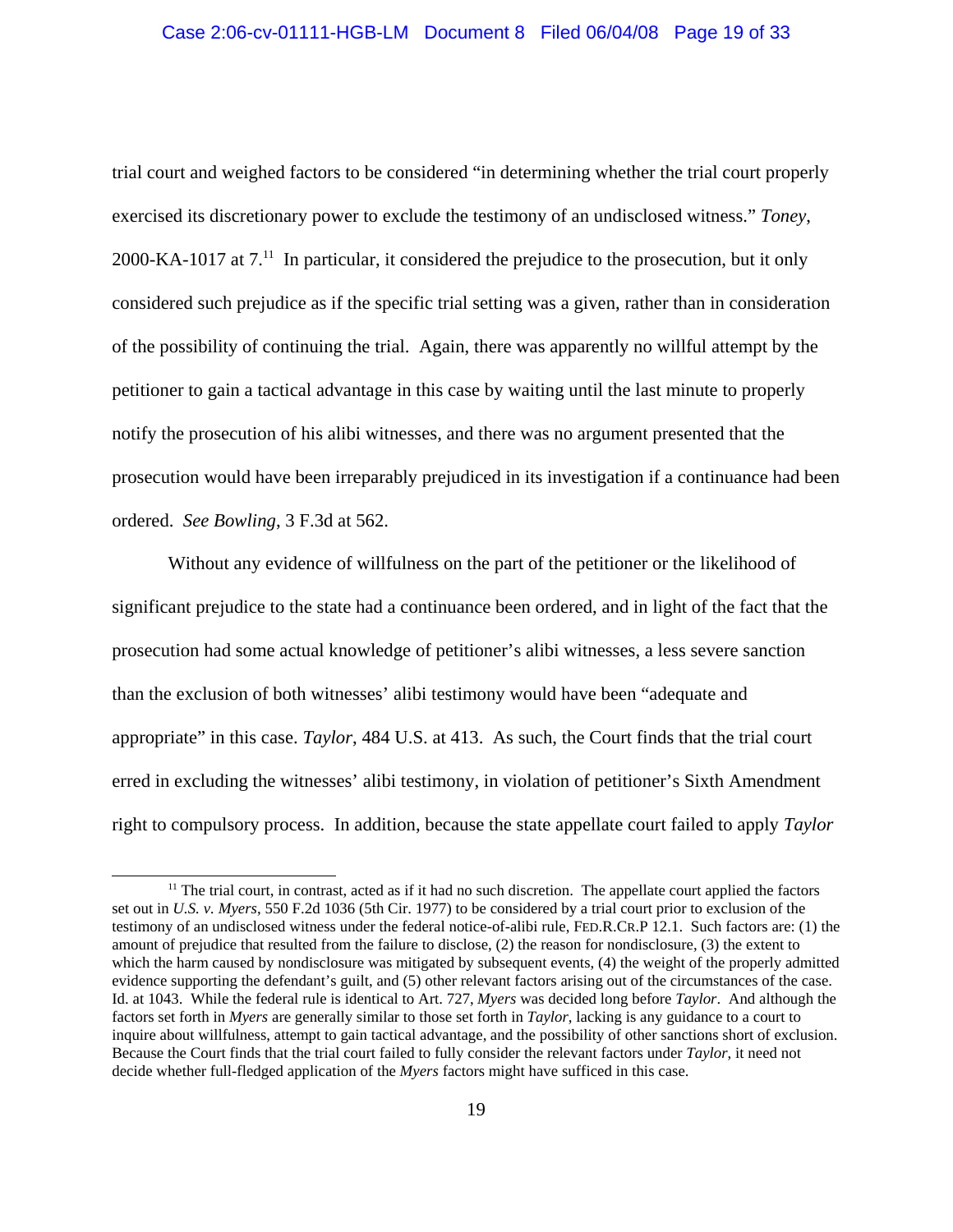trial court and weighed factors to be considered "in determining whether the trial court properly exercised its discretionary power to exclude the testimony of an undisclosed witness." *Toney*, 2000-KA-1017 at 7.[11] In particular, it considered the prejudice to the prosecution, but it only considered such prejudice as if the specific trial setting was a given, rather than in consideration of the possibility of continuing the trial. Again, there was apparently no willful attempt by the petitioner to gain a tactical advantage in this case by waiting until the last minute to properly notify the prosecution of his alibi witnesses, and there was no argument presented that the prosecution would have been irreparably prejudiced in its investigation if a continuance had been ordered. *See Bowling*, 3 F.3d at 562.

Without any evidence of willfulness on the part of the petitioner or the likelihood of significant prejudice to the state had a continuance been ordered, and in light of the fact that the prosecution had some actual knowledge of petitioner's alibi witnesses, a less severe sanction than the exclusion of both witnesses' alibi testimony would have been "adequate and appropriate" in this case. *Taylor*, 484 U.S. at 413. As such, the Court finds that the trial court erred in excluding the witnesses' alibi testimony, in violation of petitioner's Sixth Amendment right to compulsory process. In addition, because the state appellate court failed to apply *Taylor*

---

[11] The trial court, in contrast, acted as if it had no such discretion. The appellate court applied the factors set out in *U.S. v. Myers*, 550 F.2d 1036 (5th Cir. 1977) to be considered by a trial court prior to exclusion of the testimony of an undisclosed witness under the federal notice-of-alibi rule, FED.R.CR.P 12.1. Such factors are: (1) the amount of prejudice that resulted from the failure to disclose, (2) the reason for nondisclosure, (3) the extent to which the harm caused by nondisclosure was mitigated by subsequent events, (4) the weight of the properly admitted evidence supporting the defendant's guilt, and (5) other relevant factors arising out of the circumstances of the case. Id. at 1043. While the federal rule is identical to Art. 727, *Myers* was decided long before *Taylor*. And although the factors set forth in *Myers* are generally similar to those set forth in *Taylor*, lacking is any guidance to a court to inquire about willfulness, attempt to gain tactical advantage, and the possibility of other sanctions short of exclusion. Because the Court finds that the trial court failed to fully consider the relevant factors under *Taylor*, it need not decide whether full-fledged application of the *Myers* factors might have sufficed in this case.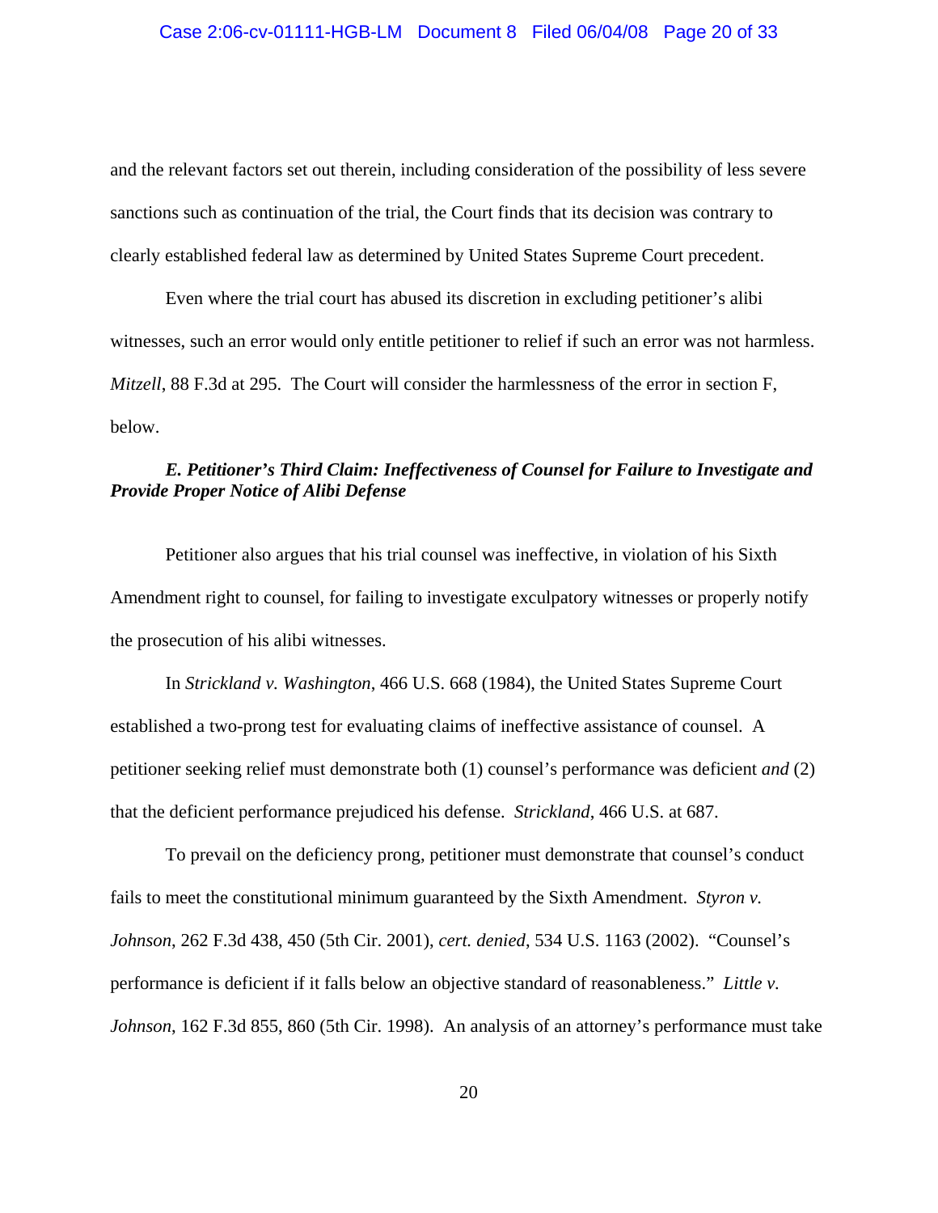and the relevant factors set out therein, including consideration of the possibility of less severe sanctions such as continuation of the trial, the Court finds that its decision was contrary to clearly established federal law as determined by United States Supreme Court precedent.

Even where the trial court has abused its discretion in excluding petitioner's alibi witnesses, such an error would only entitle petitioner to relief if such an error was not harmless. *Mitzell*, 88 F.3d at 295. The Court will consider the harmlessness of the error in section F, below.

### *E. Petitioner's Third Claim: Ineffectiveness of Counsel for Failure to Investigate and Provide Proper Notice of Alibi Defense*

Petitioner also argues that his trial counsel was ineffective, in violation of his Sixth Amendment right to counsel, for failing to investigate exculpatory witnesses or properly notify the prosecution of his alibi witnesses.

In *Strickland v. Washington*, 466 U.S. 668 (1984), the United States Supreme Court established a two-prong test for evaluating claims of ineffective assistance of counsel. A petitioner seeking relief must demonstrate both (1) counsel's performance was deficient *and* (2) that the deficient performance prejudiced his defense. *Strickland*, 466 U.S. at 687.

To prevail on the deficiency prong, petitioner must demonstrate that counsel's conduct fails to meet the constitutional minimum guaranteed by the Sixth Amendment. *Styron v. Johnson*, 262 F.3d 438, 450 (5th Cir. 2001), *cert. denied*, 534 U.S. 1163 (2002). "Counsel's performance is deficient if it falls below an objective standard of reasonableness." *Little v. Johnson*, 162 F.3d 855, 860 (5th Cir. 1998). An analysis of an attorney's performance must take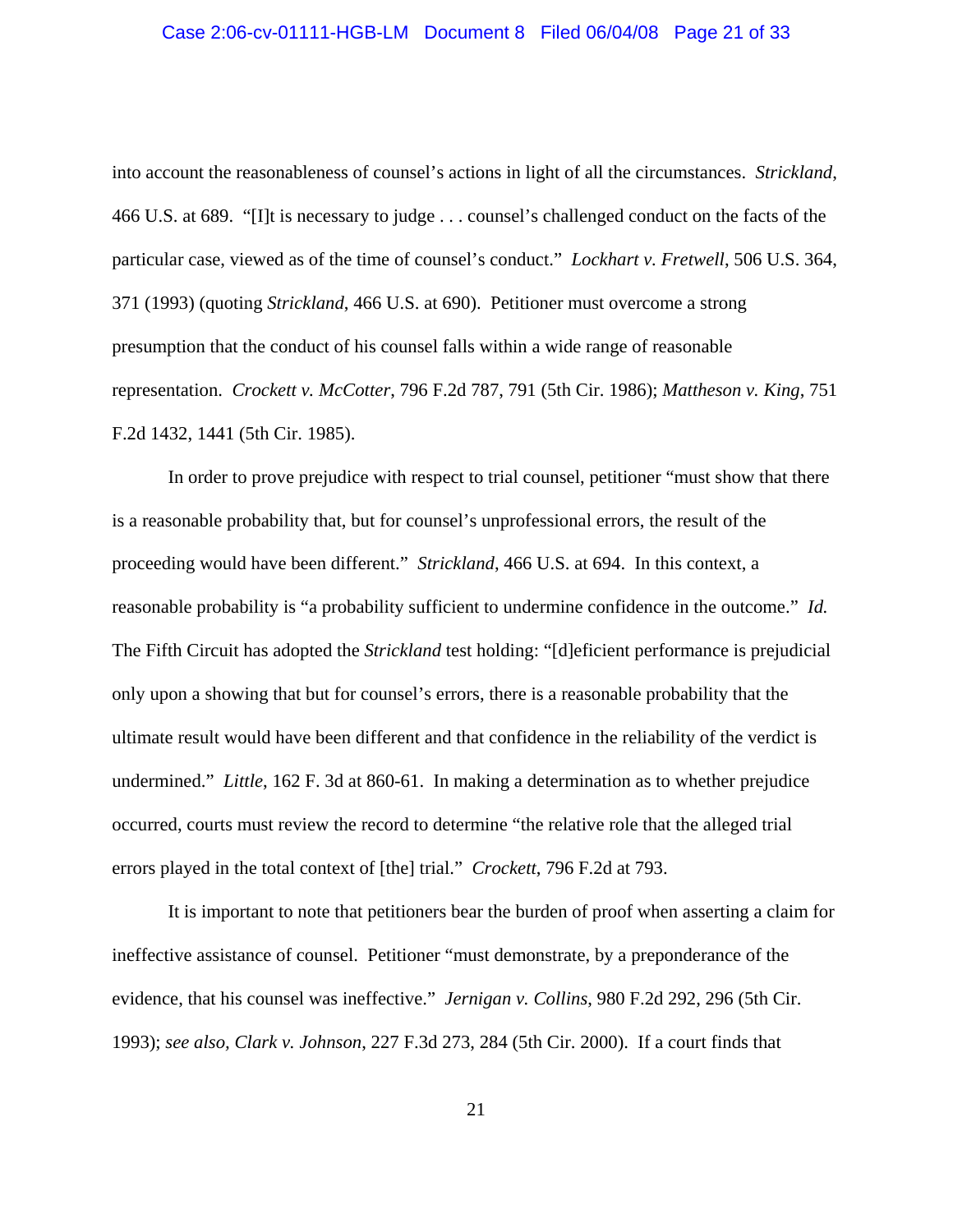into account the reasonableness of counsel's actions in light of all the circumstances. *Strickland*, 466 U.S. at 689. "[I]t is necessary to judge . . . counsel's challenged conduct on the facts of the particular case, viewed as of the time of counsel's conduct." *Lockhart v. Fretwell*, 506 U.S. 364, 371 (1993) (quoting *Strickland*, 466 U.S. at 690). Petitioner must overcome a strong presumption that the conduct of his counsel falls within a wide range of reasonable representation. *Crockett v. McCotter*, 796 F.2d 787, 791 (5th Cir. 1986); *Mattheson v. King*, 751 F.2d 1432, 1441 (5th Cir. 1985).

In order to prove prejudice with respect to trial counsel, petitioner "must show that there is a reasonable probability that, but for counsel's unprofessional errors, the result of the proceeding would have been different." *Strickland*, 466 U.S. at 694. In this context, a reasonable probability is "a probability sufficient to undermine confidence in the outcome." *Id.* The Fifth Circuit has adopted the *Strickland* test holding: "[d]eficient performance is prejudicial only upon a showing that but for counsel's errors, there is a reasonable probability that the ultimate result would have been different and that confidence in the reliability of the verdict is undermined." *Little*, 162 F. 3d at 860-61. In making a determination as to whether prejudice occurred, courts must review the record to determine "the relative role that the alleged trial errors played in the total context of [the] trial." *Crockett*, 796 F.2d at 793.

It is important to note that petitioners bear the burden of proof when asserting a claim for ineffective assistance of counsel. Petitioner "must demonstrate, by a preponderance of the evidence, that his counsel was ineffective." *Jernigan v. Collins*, 980 F.2d 292, 296 (5th Cir. 1993); *see also*, *Clark v. Johnson*, 227 F.3d 273, 284 (5th Cir. 2000). If a court finds that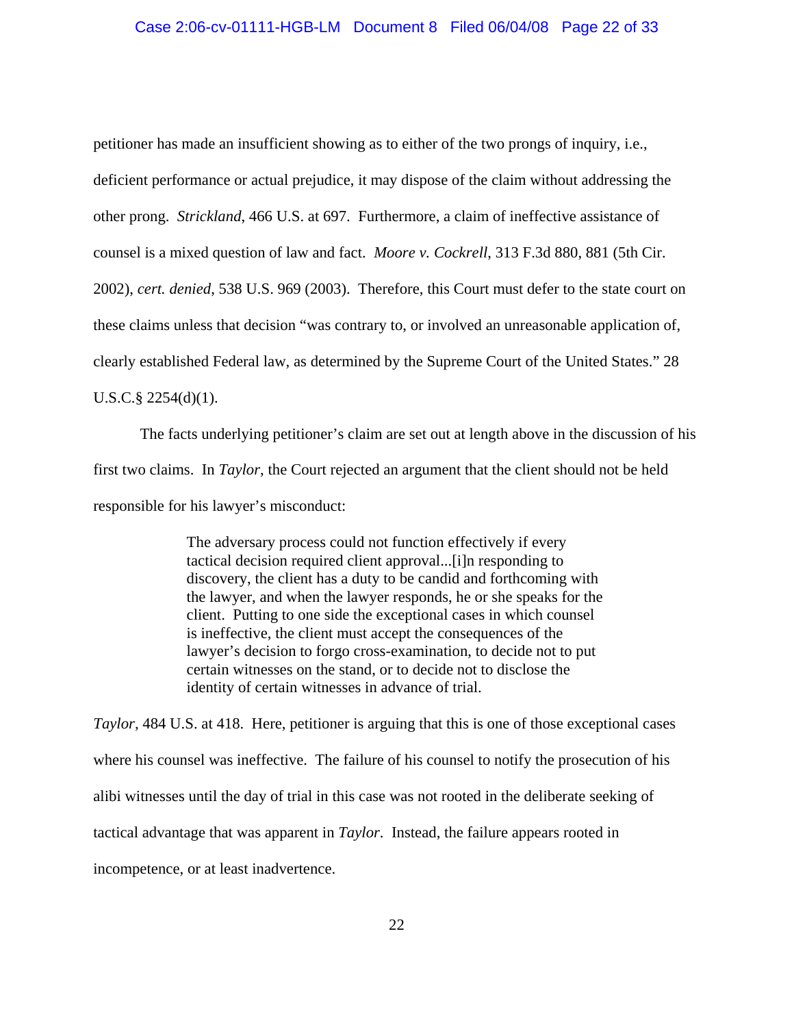petitioner has made an insufficient showing as to either of the two prongs of inquiry, i.e., deficient performance or actual prejudice, it may dispose of the claim without addressing the other prong. *Strickland*, 466 U.S. at 697. Furthermore, a claim of ineffective assistance of counsel is a mixed question of law and fact. *Moore v. Cockrell*, 313 F.3d 880, 881 (5th Cir. 2002), *cert. denied*, 538 U.S. 969 (2003). Therefore, this Court must defer to the state court on these claims unless that decision "was contrary to, or involved an unreasonable application of, clearly established Federal law, as determined by the Supreme Court of the United States." 28 U.S.C.§ 2254(d)(1).

The facts underlying petitioner's claim are set out at length above in the discussion of his first two claims. In *Taylor*, the Court rejected an argument that the client should not be held responsible for his lawyer's misconduct:

> The adversary process could not function effectively if every tactical decision required client approval...[i]n responding to discovery, the client has a duty to be candid and forthcoming with the lawyer, and when the lawyer responds, he or she speaks for the client. Putting to one side the exceptional cases in which counsel is ineffective, the client must accept the consequences of the lawyer's decision to forgo cross-examination, to decide not to put certain witnesses on the stand, or to decide not to disclose the identity of certain witnesses in advance of trial.

*Taylor*, 484 U.S. at 418. Here, petitioner is arguing that this is one of those exceptional cases where his counsel was ineffective. The failure of his counsel to notify the prosecution of his alibi witnesses until the day of trial in this case was not rooted in the deliberate seeking of tactical advantage that was apparent in *Taylor*. Instead, the failure appears rooted in incompetence, or at least inadvertence.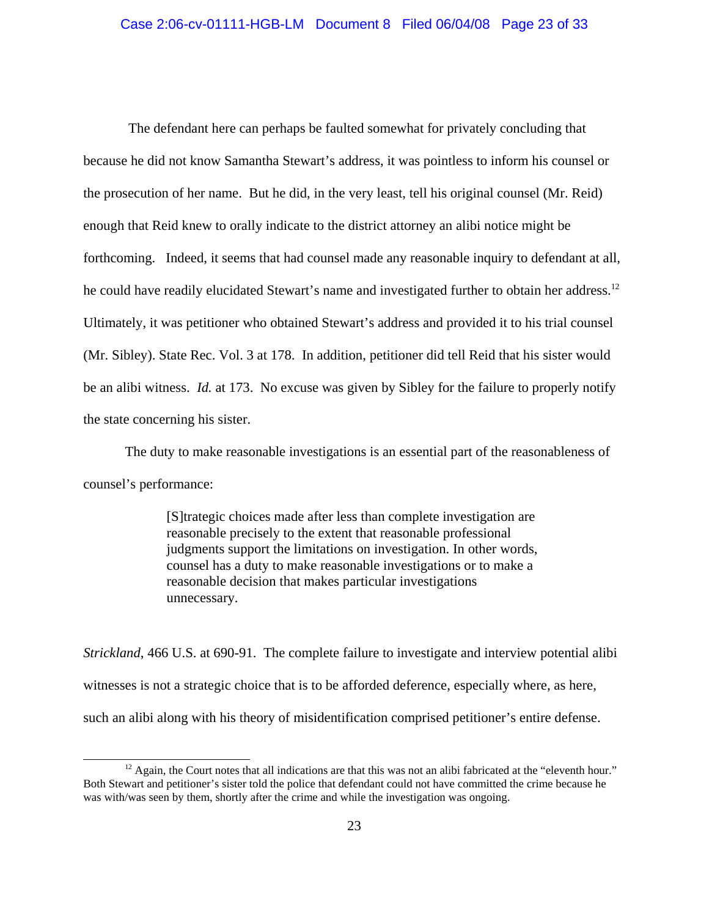The defendant here can perhaps be faulted somewhat for privately concluding that because he did not know Samantha Stewart's address, it was pointless to inform his counsel or the prosecution of her name. But he did, in the very least, tell his original counsel (Mr. Reid) enough that Reid knew to orally indicate to the district attorney an alibi notice might be forthcoming. Indeed, it seems that had counsel made any reasonable inquiry to defendant at all, he could have readily elucidated Stewart's name and investigated further to obtain her address.[12] Ultimately, it was petitioner who obtained Stewart's address and provided it to his trial counsel (Mr. Sibley). State Rec. Vol. 3 at 178. In addition, petitioner did tell Reid that his sister would be an alibi witness. *Id.* at 173. No excuse was given by Sibley for the failure to properly notify the state concerning his sister.

The duty to make reasonable investigations is an essential part of the reasonableness of counsel's performance:

> [S]trategic choices made after less than complete investigation are reasonable precisely to the extent that reasonable professional judgments support the limitations on investigation. In other words, counsel has a duty to make reasonable investigations or to make a reasonable decision that makes particular investigations unnecessary.

*Strickland*, 466 U.S. at 690-91. The complete failure to investigate and interview potential alibi witnesses is not a strategic choice that is to be afforded deference, especially where, as here, such an alibi along with his theory of misidentification comprised petitioner's entire defense.

[12] Again, the Court notes that all indications are that this was not an alibi fabricated at the "eleventh hour." Both Stewart and petitioner's sister told the police that defendant could not have committed the crime because he was with/was seen by them, shortly after the crime and while the investigation was ongoing.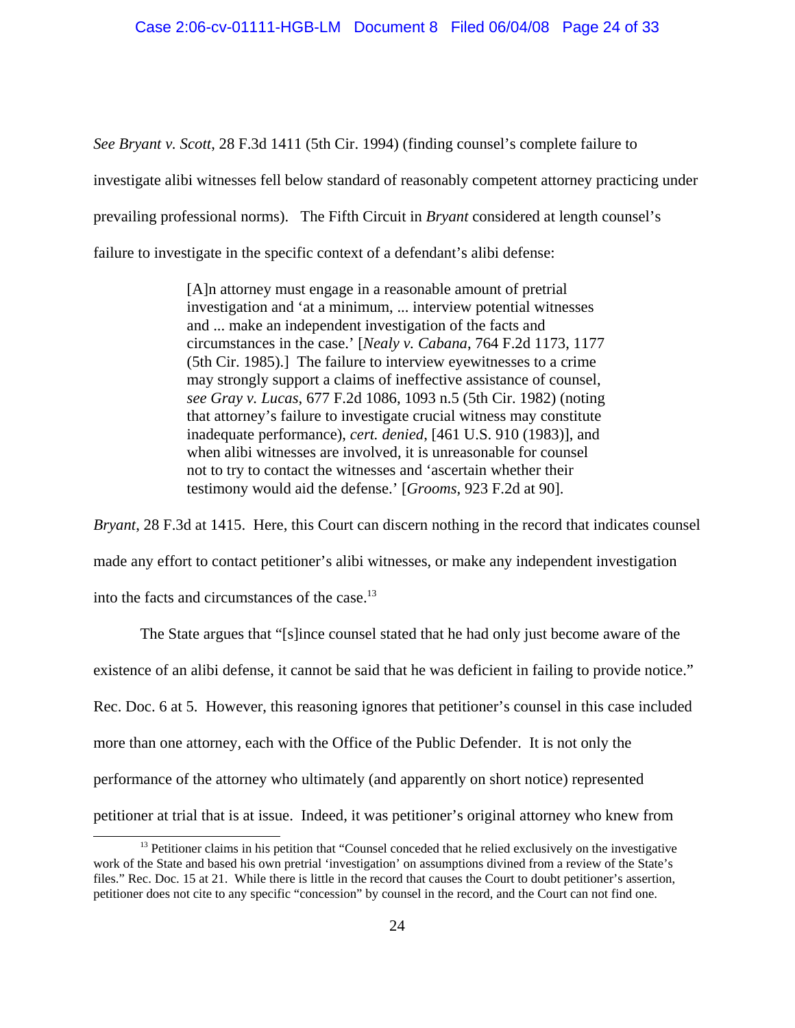*See Bryant v. Scott*, 28 F.3d 1411 (5th Cir. 1994) (finding counsel's complete failure to investigate alibi witnesses fell below standard of reasonably competent attorney practicing under prevailing professional norms). The Fifth Circuit in *Bryant* considered at length counsel's failure to investigate in the specific context of a defendant's alibi defense:

> [A]n attorney must engage in a reasonable amount of pretrial investigation and 'at a minimum, ... interview potential witnesses and ... make an independent investigation of the facts and circumstances in the case.' [*Nealy v. Cabana*, 764 F.2d 1173, 1177 (5th Cir. 1985).] The failure to interview eyewitnesses to a crime may strongly support a claims of ineffective assistance of counsel, *see Gray v. Lucas*, 677 F.2d 1086, 1093 n.5 (5th Cir. 1982) (noting that attorney's failure to investigate crucial witness may constitute inadequate performance), *cert. denied*, [461 U.S. 910 (1983)], and when alibi witnesses are involved, it is unreasonable for counsel not to try to contact the witnesses and 'ascertain whether their testimony would aid the defense.' [*Grooms*, 923 F.2d at 90].

*Bryant*, 28 F.3d at 1415. Here, this Court can discern nothing in the record that indicates counsel made any effort to contact petitioner's alibi witnesses, or make any independent investigation into the facts and circumstances of the case.[13]

The State argues that "[s]ince counsel stated that he had only just become aware of the existence of an alibi defense, it cannot be said that he was deficient in failing to provide notice." Rec. Doc. 6 at 5. However, this reasoning ignores that petitioner's counsel in this case included more than one attorney, each with the Office of the Public Defender. It is not only the performance of the attorney who ultimately (and apparently on short notice) represented petitioner at trial that is at issue. Indeed, it was petitioner's original attorney who knew from

[13] Petitioner claims in his petition that "Counsel conceded that he relied exclusively on the investigative work of the State and based his own pretrial 'investigation' on assumptions divined from a review of the State's files." Rec. Doc. 15 at 21. While there is little in the record that causes the Court to doubt petitioner's assertion, petitioner does not cite to any specific "concession" by counsel in the record, and the Court can not find one.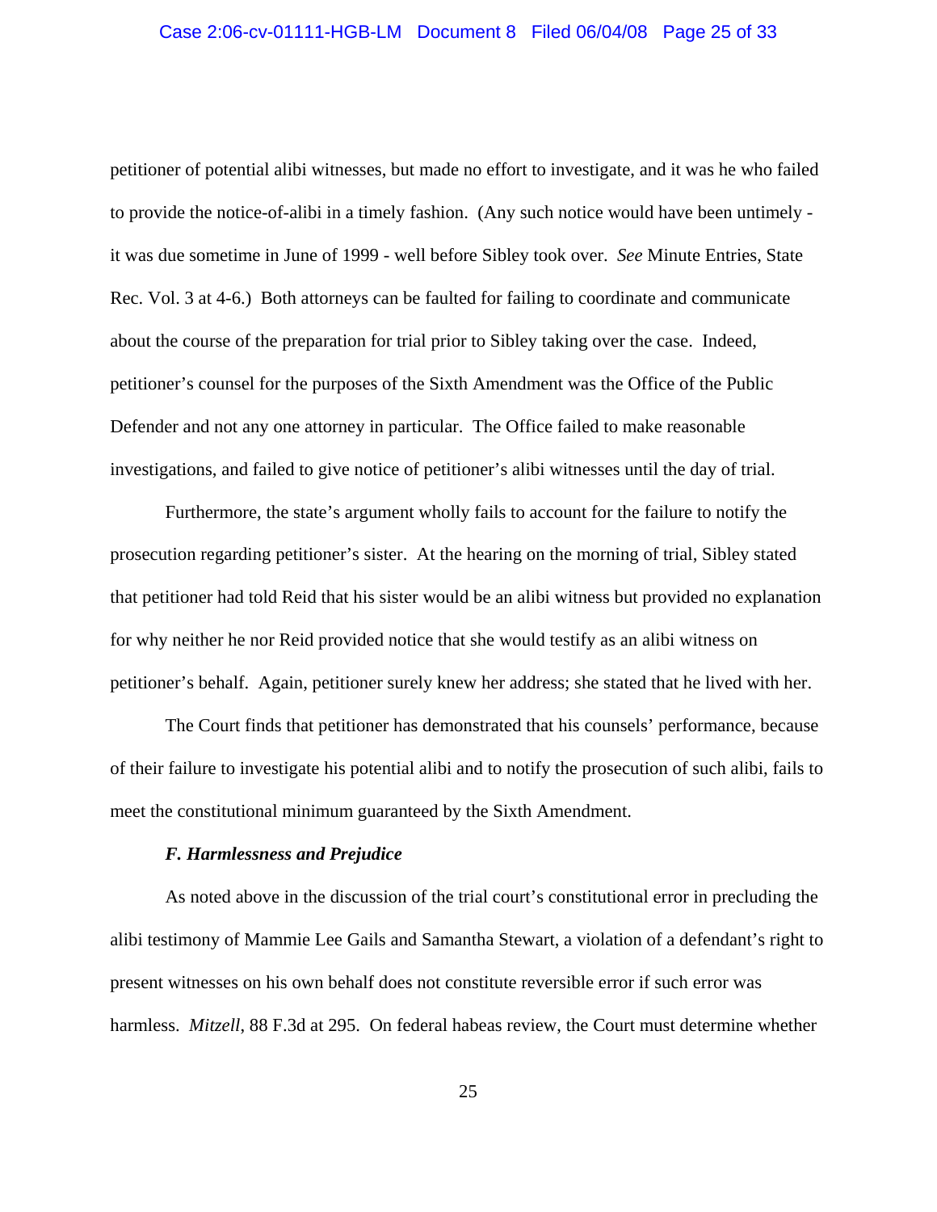petitioner of potential alibi witnesses, but made no effort to investigate, and it was he who failed to provide the notice-of-alibi in a timely fashion. (Any such notice would have been untimely - it was due sometime in June of 1999 - well before Sibley took over. *See* Minute Entries, State Rec. Vol. 3 at 4-6.) Both attorneys can be faulted for failing to coordinate and communicate about the course of the preparation for trial prior to Sibley taking over the case. Indeed, petitioner's counsel for the purposes of the Sixth Amendment was the Office of the Public Defender and not any one attorney in particular. The Office failed to make reasonable investigations, and failed to give notice of petitioner's alibi witnesses until the day of trial.

Furthermore, the state's argument wholly fails to account for the failure to notify the prosecution regarding petitioner's sister. At the hearing on the morning of trial, Sibley stated that petitioner had told Reid that his sister would be an alibi witness but provided no explanation for why neither he nor Reid provided notice that she would testify as an alibi witness on petitioner's behalf. Again, petitioner surely knew her address; she stated that he lived with her.

The Court finds that petitioner has demonstrated that his counsels' performance, because of their failure to investigate his potential alibi and to notify the prosecution of such alibi, fails to meet the constitutional minimum guaranteed by the Sixth Amendment.

***F. Harmlessness and Prejudice***

As noted above in the discussion of the trial court's constitutional error in precluding the alibi testimony of Mammie Lee Gails and Samantha Stewart, a violation of a defendant's right to present witnesses on his own behalf does not constitute reversible error if such error was harmless. *Mitzell*, 88 F.3d at 295. On federal habeas review, the Court must determine whether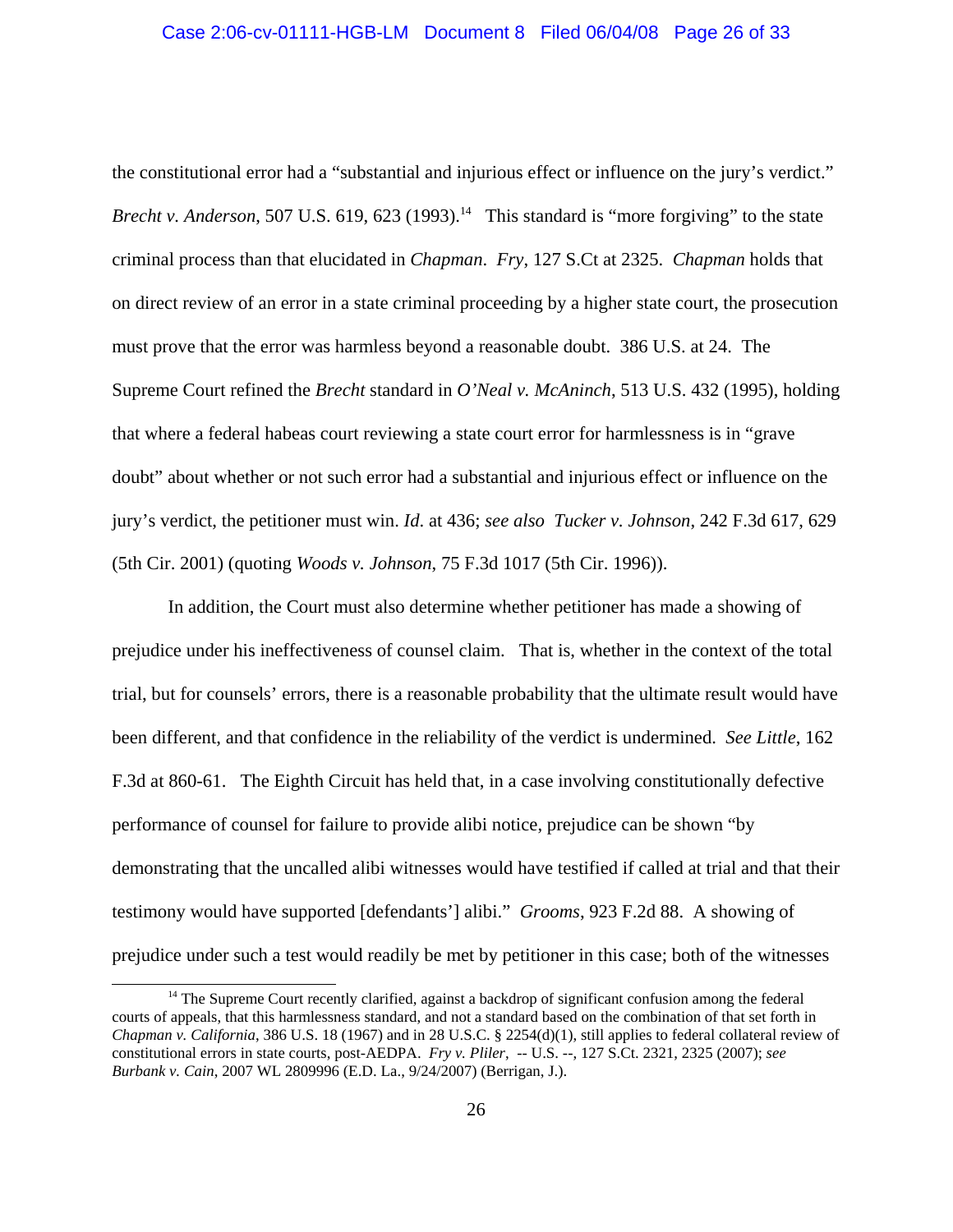the constitutional error had a "substantial and injurious effect or influence on the jury's verdict." *Brecht v. Anderson*, 507 U.S. 619, 623 (1993).[14] This standard is "more forgiving" to the state criminal process than that elucidated in *Chapman*. *Fry*, 127 S.Ct at 2325. *Chapman* holds that on direct review of an error in a state criminal proceeding by a higher state court, the prosecution must prove that the error was harmless beyond a reasonable doubt. 386 U.S. at 24. The Supreme Court refined the *Brecht* standard in *O'Neal v. McAninch*, 513 U.S. 432 (1995), holding that where a federal habeas court reviewing a state court error for harmlessness is in "grave doubt" about whether or not such error had a substantial and injurious effect or influence on the jury's verdict, the petitioner must win. *Id*. at 436; *see also Tucker v. Johnson*, 242 F.3d 617, 629 (5th Cir. 2001) (quoting *Woods v. Johnson*, 75 F.3d 1017 (5th Cir. 1996)).

In addition, the Court must also determine whether petitioner has made a showing of prejudice under his ineffectiveness of counsel claim. That is, whether in the context of the total trial, but for counsels' errors, there is a reasonable probability that the ultimate result would have been different, and that confidence in the reliability of the verdict is undermined. *See Little*, 162 F.3d at 860-61. The Eighth Circuit has held that, in a case involving constitutionally defective performance of counsel for failure to provide alibi notice, prejudice can be shown "by demonstrating that the uncalled alibi witnesses would have testified if called at trial and that their testimony would have supported [defendants'] alibi." *Grooms*, 923 F.2d 88. A showing of prejudice under such a test would readily be met by petitioner in this case; both of the witnesses

[14] The Supreme Court recently clarified, against a backdrop of significant confusion among the federal courts of appeals, that this harmlessness standard, and not a standard based on the combination of that set forth in *Chapman v. California*, 386 U.S. 18 (1967) and in 28 U.S.C. § 2254(d)(1), still applies to federal collateral review of constitutional errors in state courts, post-AEDPA. *Fry v. Pliler*, -- U.S. --, 127 S.Ct. 2321, 2325 (2007); *see Burbank v. Cain*, 2007 WL 2809996 (E.D. La., 9/24/2007) (Berrigan, J.).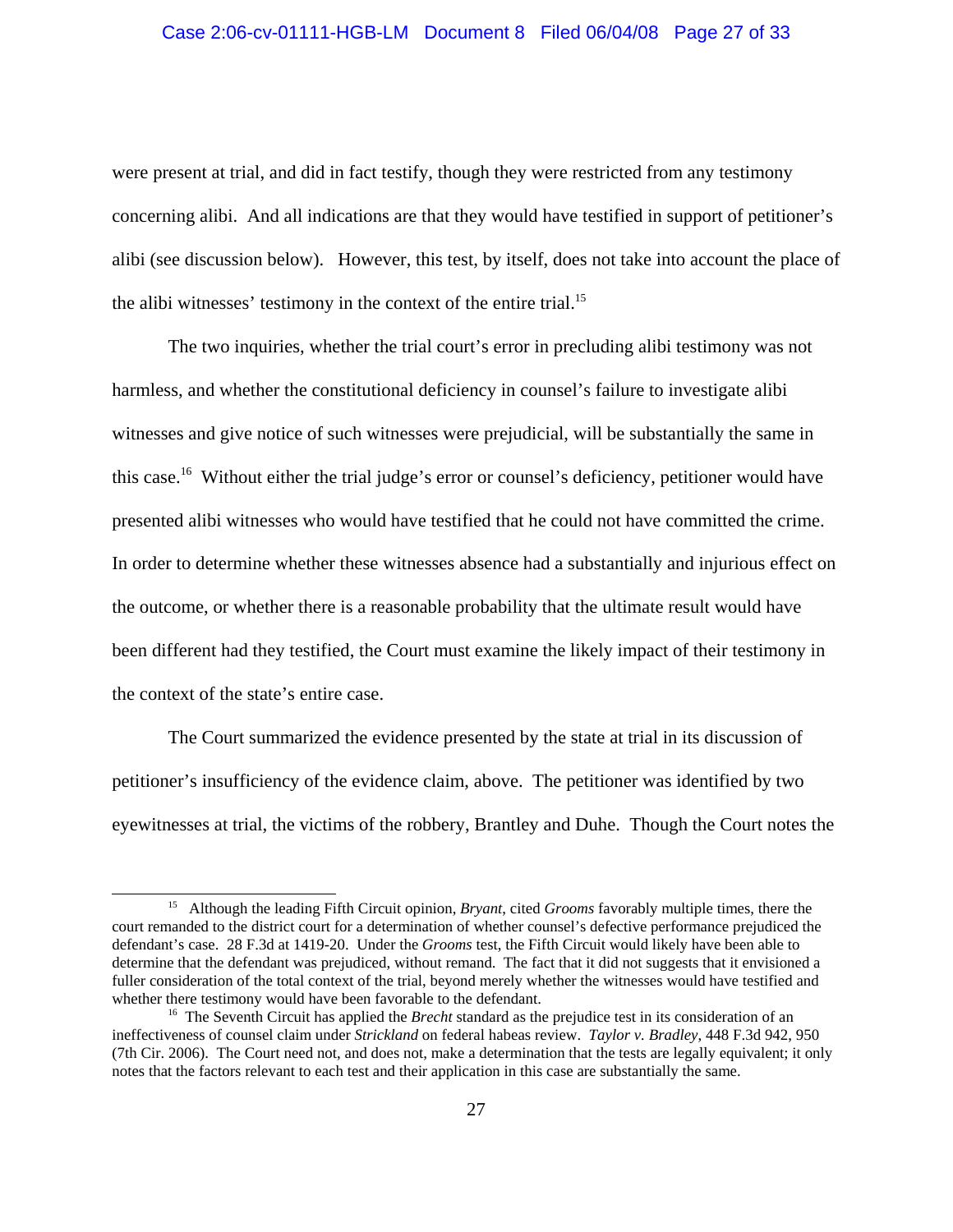were present at trial, and did in fact testify, though they were restricted from any testimony concerning alibi. And all indications are that they would have testified in support of petitioner's alibi (see discussion below). However, this test, by itself, does not take into account the place of the alibi witnesses' testimony in the context of the entire trial.[15]

The two inquiries, whether the trial court's error in precluding alibi testimony was not harmless, and whether the constitutional deficiency in counsel's failure to investigate alibi witnesses and give notice of such witnesses were prejudicial, will be substantially the same in this case.[16] Without either the trial judge's error or counsel's deficiency, petitioner would have presented alibi witnesses who would have testified that he could not have committed the crime. In order to determine whether these witnesses absence had a substantially and injurious effect on the outcome, or whether there is a reasonable probability that the ultimate result would have been different had they testified, the Court must examine the likely impact of their testimony in the context of the state's entire case.

The Court summarized the evidence presented by the state at trial in its discussion of petitioner's insufficiency of the evidence claim, above. The petitioner was identified by two eyewitnesses at trial, the victims of the robbery, Brantley and Duhe. Though the Court notes the

---

[15] Although the leading Fifth Circuit opinion, *Bryant*, cited *Grooms* favorably multiple times, there the court remanded to the district court for a determination of whether counsel's defective performance prejudiced the defendant's case. 28 F.3d at 1419-20. Under the *Grooms* test, the Fifth Circuit would likely have been able to determine that the defendant was prejudiced, without remand. The fact that it did not suggests that it envisioned a fuller consideration of the total context of the trial, beyond merely whether the witnesses would have testified and whether there testimony would have been favorable to the defendant.

[16] The Seventh Circuit has applied the *Brecht* standard as the prejudice test in its consideration of an ineffectiveness of counsel claim under *Strickland* on federal habeas review. *Taylor v. Bradley*, 448 F.3d 942, 950 (7th Cir. 2006). The Court need not, and does not, make a determination that the tests are legally equivalent; it only notes that the factors relevant to each test and their application in this case are substantially the same.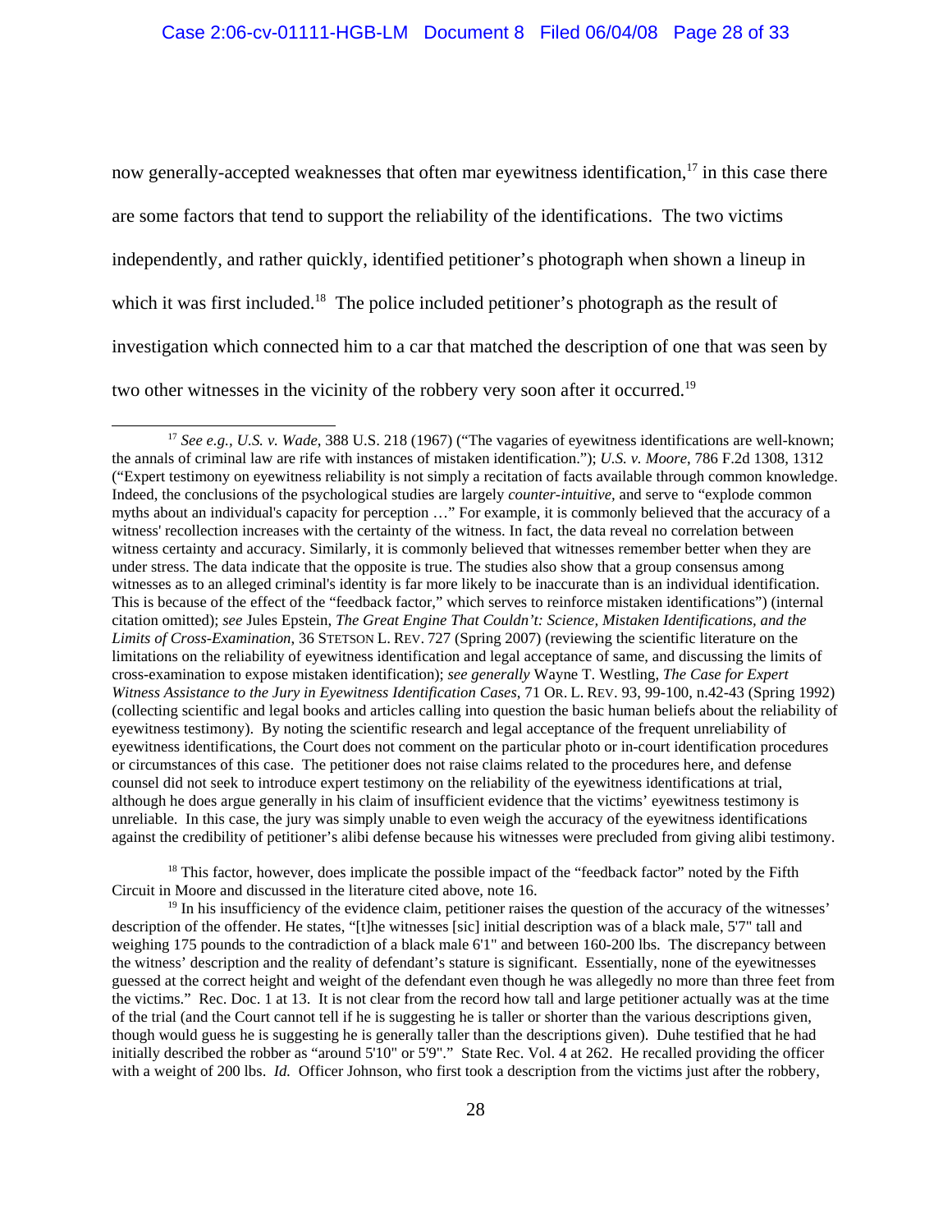now generally-accepted weaknesses that often mar eyewitness identification,[17] in this case there are some factors that tend to support the reliability of the identifications. The two victims independently, and rather quickly, identified petitioner's photograph when shown a lineup in which it was first included.[18] The police included petitioner's photograph as the result of investigation which connected him to a car that matched the description of one that was seen by two other witnesses in the vicinity of the robbery very soon after it occurred.[19]

---

[17] *See e.g., U.S. v. Wade*, 388 U.S. 218 (1967) ("The vagaries of eyewitness identifications are well-known; the annals of criminal law are rife with instances of mistaken identification."); *U.S. v. Moore*, 786 F.2d 1308, 1312 ("Expert testimony on eyewitness reliability is not simply a recitation of facts available through common knowledge. Indeed, the conclusions of the psychological studies are largely *counter-intuitive,* and serve to "explode common myths about an individual's capacity for perception …" For example, it is commonly believed that the accuracy of a witness' recollection increases with the certainty of the witness. In fact, the data reveal no correlation between witness certainty and accuracy. Similarly, it is commonly believed that witnesses remember better when they are under stress. The data indicate that the opposite is true. The studies also show that a group consensus among witnesses as to an alleged criminal's identity is far more likely to be inaccurate than is an individual identification. This is because of the effect of the "feedback factor," which serves to reinforce mistaken identifications") (internal citation omitted); *see* Jules Epstein, *The Great Engine That Couldn't: Science, Mistaken Identifications, and the Limits of Cross-Examination*, 36 STETSON L. REV. 727 (Spring 2007) (reviewing the scientific literature on the limitations on the reliability of eyewitness identification and legal acceptance of same, and discussing the limits of cross-examination to expose mistaken identification); *see generally* Wayne T. Westling, *The Case for Expert Witness Assistance to the Jury in Eyewitness Identification Cases*, 71 OR. L. REV. 93, 99-100, n.42-43 (Spring 1992) (collecting scientific and legal books and articles calling into question the basic human beliefs about the reliability of eyewitness testimony). By noting the scientific research and legal acceptance of the frequent unreliability of eyewitness identifications, the Court does not comment on the particular photo or in-court identification procedures or circumstances of this case. The petitioner does not raise claims related to the procedures here, and defense counsel did not seek to introduce expert testimony on the reliability of the eyewitness identifications at trial, although he does argue generally in his claim of insufficient evidence that the victims' eyewitness testimony is unreliable. In this case, the jury was simply unable to even weigh the accuracy of the eyewitness identifications against the credibility of petitioner's alibi defense because his witnesses were precluded from giving alibi testimony.

[18] This factor, however, does implicate the possible impact of the "feedback factor" noted by the Fifth Circuit in Moore and discussed in the literature cited above, note 16.

[19] In his insufficiency of the evidence claim, petitioner raises the question of the accuracy of the witnesses' description of the offender. He states, "[t]he witnesses [sic] initial description was of a black male, 5'7" tall and weighing 175 pounds to the contradiction of a black male 6'1" and between 160-200 lbs. The discrepancy between the witness' description and the reality of defendant's stature is significant. Essentially, none of the eyewitnesses guessed at the correct height and weight of the defendant even though he was allegedly no more than three feet from the victims." Rec. Doc. 1 at 13. It is not clear from the record how tall and large petitioner actually was at the time of the trial (and the Court cannot tell if he is suggesting he is taller or shorter than the various descriptions given, though would guess he is suggesting he is generally taller than the descriptions given). Duhe testified that he had initially described the robber as "around 5'10" or 5'9"." State Rec. Vol. 4 at 262. He recalled providing the officer with a weight of 200 lbs. *Id.* Officer Johnson, who first took a description from the victims just after the robbery,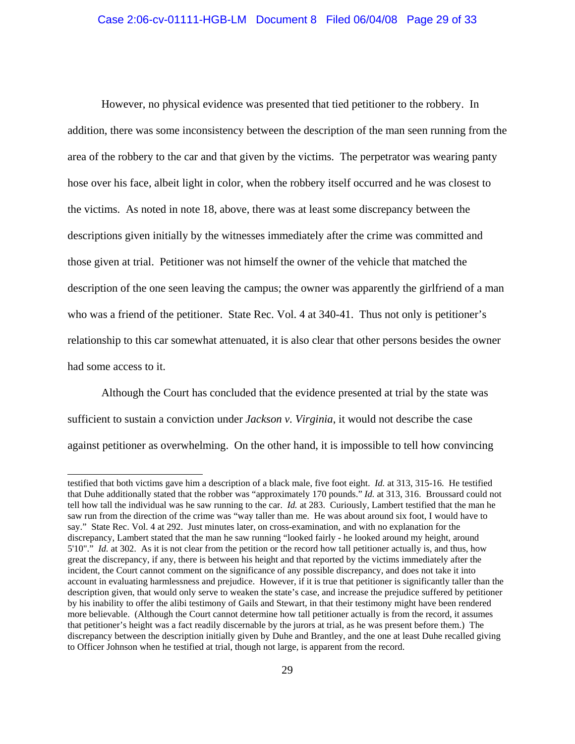However, no physical evidence was presented that tied petitioner to the robbery. In addition, there was some inconsistency between the description of the man seen running from the area of the robbery to the car and that given by the victims. The perpetrator was wearing panty hose over his face, albeit light in color, when the robbery itself occurred and he was closest to the victims. As noted in note 18, above, there was at least some discrepancy between the descriptions given initially by the witnesses immediately after the crime was committed and those given at trial. Petitioner was not himself the owner of the vehicle that matched the description of the one seen leaving the campus; the owner was apparently the girlfriend of a man who was a friend of the petitioner. State Rec. Vol. 4 at 340-41. Thus not only is petitioner's relationship to this car somewhat attenuated, it is also clear that other persons besides the owner had some access to it.

Although the Court has concluded that the evidence presented at trial by the state was sufficient to sustain a conviction under *Jackson v. Virginia*, it would not describe the case against petitioner as overwhelming. On the other hand, it is impossible to tell how convincing

---

testified that both victims gave him a description of a black male, five foot eight. *Id.* at 313, 315-16. He testified that Duhe additionally stated that the robber was "approximately 170 pounds." *Id.* at 313, 316. Broussard could not tell how tall the individual was he saw running to the car. *Id.* at 283. Curiously, Lambert testified that the man he saw run from the direction of the crime was "way taller than me. He was about around six foot, I would have to say." State Rec. Vol. 4 at 292. Just minutes later, on cross-examination, and with no explanation for the discrepancy, Lambert stated that the man he saw running "looked fairly - he looked around my height, around 5'10"." *Id.* at 302. As it is not clear from the petition or the record how tall petitioner actually is, and thus, how great the discrepancy, if any, there is between his height and that reported by the victims immediately after the incident, the Court cannot comment on the significance of any possible discrepancy, and does not take it into account in evaluating harmlessness and prejudice. However, if it is true that petitioner is significantly taller than the description given, that would only serve to weaken the state's case, and increase the prejudice suffered by petitioner by his inability to offer the alibi testimony of Gails and Stewart, in that their testimony might have been rendered more believable. (Although the Court cannot determine how tall petitioner actually is from the record, it assumes that petitioner's height was a fact readily discernable by the jurors at trial, as he was present before them.) The discrepancy between the description initially given by Duhe and Brantley, and the one at least Duhe recalled giving to Officer Johnson when he testified at trial, though not large, is apparent from the record.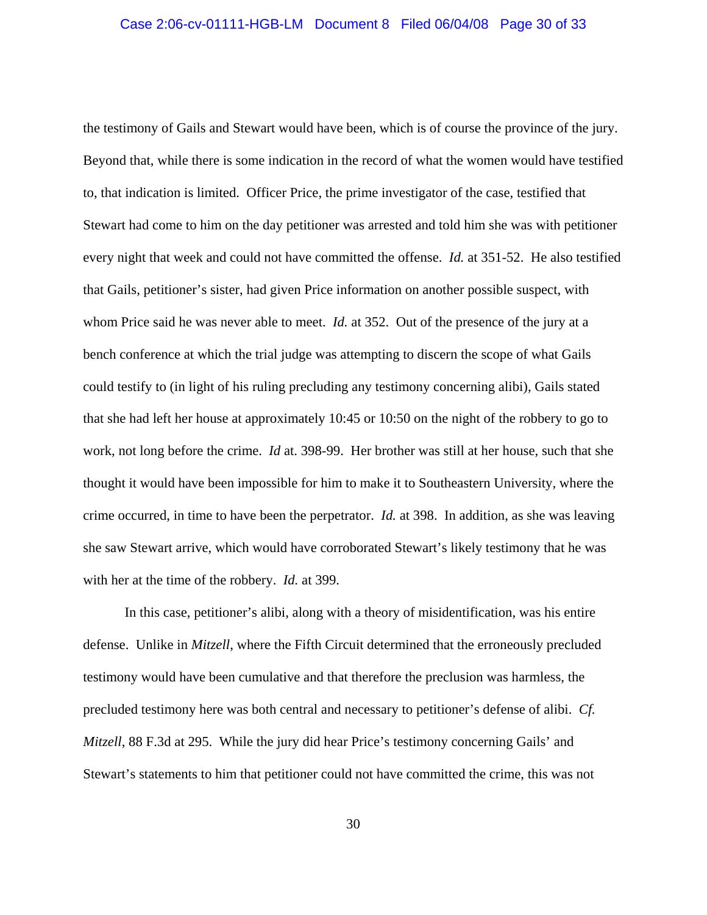the testimony of Gails and Stewart would have been, which is of course the province of the jury. Beyond that, while there is some indication in the record of what the women would have testified to, that indication is limited. Officer Price, the prime investigator of the case, testified that Stewart had come to him on the day petitioner was arrested and told him she was with petitioner every night that week and could not have committed the offense. *Id.* at 351-52. He also testified that Gails, petitioner's sister, had given Price information on another possible suspect, with whom Price said he was never able to meet. *Id.* at 352. Out of the presence of the jury at a bench conference at which the trial judge was attempting to discern the scope of what Gails could testify to (in light of his ruling precluding any testimony concerning alibi), Gails stated that she had left her house at approximately 10:45 or 10:50 on the night of the robbery to go to work, not long before the crime. *Id* at. 398-99. Her brother was still at her house, such that she thought it would have been impossible for him to make it to Southeastern University, where the crime occurred, in time to have been the perpetrator. *Id.* at 398. In addition, as she was leaving she saw Stewart arrive, which would have corroborated Stewart's likely testimony that he was with her at the time of the robbery. *Id.* at 399.

In this case, petitioner's alibi, along with a theory of misidentification, was his entire defense. Unlike in *Mitzell*, where the Fifth Circuit determined that the erroneously precluded testimony would have been cumulative and that therefore the preclusion was harmless, the precluded testimony here was both central and necessary to petitioner's defense of alibi. *Cf. Mitzell*, 88 F.3d at 295. While the jury did hear Price's testimony concerning Gails' and Stewart's statements to him that petitioner could not have committed the crime, this was not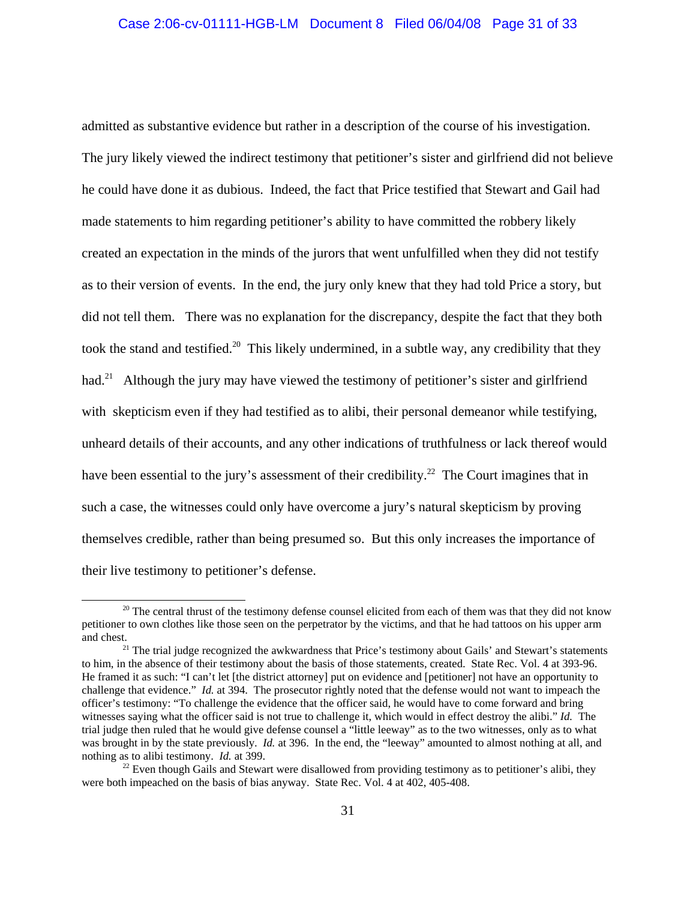admitted as substantive evidence but rather in a description of the course of his investigation. The jury likely viewed the indirect testimony that petitioner's sister and girlfriend did not believe he could have done it as dubious. Indeed, the fact that Price testified that Stewart and Gail had made statements to him regarding petitioner's ability to have committed the robbery likely created an expectation in the minds of the jurors that went unfulfilled when they did not testify as to their version of events. In the end, the jury only knew that they had told Price a story, but did not tell them. There was no explanation for the discrepancy, despite the fact that they both took the stand and testified.[20] This likely undermined, in a subtle way, any credibility that they had.[21] Although the jury may have viewed the testimony of petitioner's sister and girlfriend with skepticism even if they had testified as to alibi, their personal demeanor while testifying, unheard details of their accounts, and any other indications of truthfulness or lack thereof would have been essential to the jury's assessment of their credibility.[22] The Court imagines that in such a case, the witnesses could only have overcome a jury's natural skepticism by proving themselves credible, rather than being presumed so. But this only increases the importance of their live testimony to petitioner's defense.

---

[20] The central thrust of the testimony defense counsel elicited from each of them was that they did not know petitioner to own clothes like those seen on the perpetrator by the victims, and that he had tattoos on his upper arm and chest.

[21] The trial judge recognized the awkwardness that Price's testimony about Gails' and Stewart's statements to him, in the absence of their testimony about the basis of those statements, created. State Rec. Vol. 4 at 393-96. He framed it as such: "I can't let [the district attorney] put on evidence and [petitioner] not have an opportunity to challenge that evidence." *Id.* at 394. The prosecutor rightly noted that the defense would not want to impeach the officer's testimony: "To challenge the evidence that the officer said, he would have to come forward and bring witnesses saying what the officer said is not true to challenge it, which would in effect destroy the alibi." *Id.* The trial judge then ruled that he would give defense counsel a "little leeway" as to the two witnesses, only as to what was brought in by the state previously. *Id.* at 396. In the end, the "leeway" amounted to almost nothing at all, and nothing as to alibi testimony. *Id.* at 399.

[22] Even though Gails and Stewart were disallowed from providing testimony as to petitioner's alibi, they were both impeached on the basis of bias anyway. State Rec. Vol. 4 at 402, 405-408.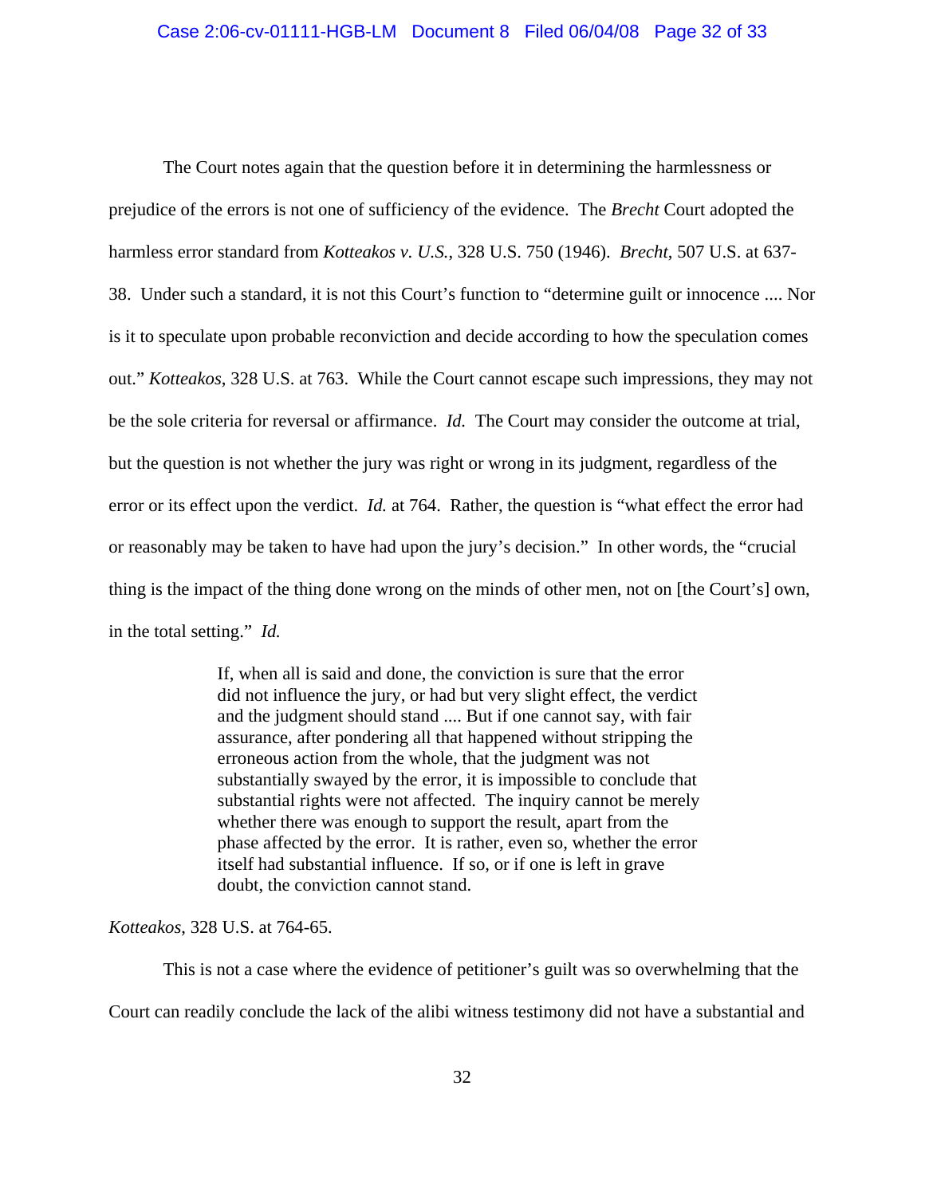The Court notes again that the question before it in determining the harmlessness or prejudice of the errors is not one of sufficiency of the evidence. The *Brecht* Court adopted the harmless error standard from *Kotteakos v. U.S.*, 328 U.S. 750 (1946). *Brecht*, 507 U.S. at 637-38. Under such a standard, it is not this Court's function to "determine guilt or innocence .... Nor is it to speculate upon probable reconviction and decide according to how the speculation comes out." *Kotteakos*, 328 U.S. at 763. While the Court cannot escape such impressions, they may not be the sole criteria for reversal or affirmance. *Id.* The Court may consider the outcome at trial, but the question is not whether the jury was right or wrong in its judgment, regardless of the error or its effect upon the verdict. *Id.* at 764. Rather, the question is "what effect the error had or reasonably may be taken to have had upon the jury's decision." In other words, the "crucial thing is the impact of the thing done wrong on the minds of other men, not on [the Court's] own, in the total setting." *Id.*

> If, when all is said and done, the conviction is sure that the error did not influence the jury, or had but very slight effect, the verdict and the judgment should stand .... But if one cannot say, with fair assurance, after pondering all that happened without stripping the erroneous action from the whole, that the judgment was not substantially swayed by the error, it is impossible to conclude that substantial rights were not affected. The inquiry cannot be merely whether there was enough to support the result, apart from the phase affected by the error. It is rather, even so, whether the error itself had substantial influence. If so, or if one is left in grave doubt, the conviction cannot stand.

*Kotteakos*, 328 U.S. at 764-65.

This is not a case where the evidence of petitioner's guilt was so overwhelming that the Court can readily conclude the lack of the alibi witness testimony did not have a substantial and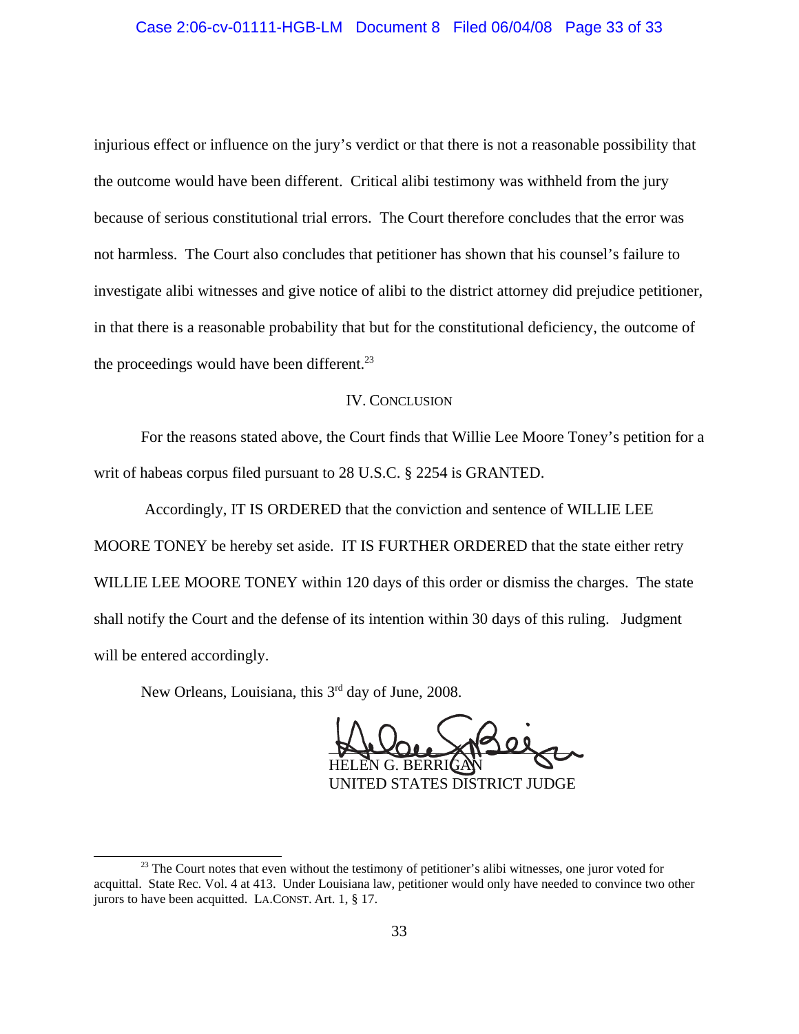injurious effect or influence on the jury's verdict or that there is not a reasonable possibility that the outcome would have been different. Critical alibi testimony was withheld from the jury because of serious constitutional trial errors. The Court therefore concludes that the error was not harmless. The Court also concludes that petitioner has shown that his counsel's failure to investigate alibi witnesses and give notice of alibi to the district attorney did prejudice petitioner, in that there is a reasonable probability that but for the constitutional deficiency, the outcome of the proceedings would have been different.[23]

## IV. CONCLUSION

For the reasons stated above, the Court finds that Willie Lee Moore Toney's petition for a writ of habeas corpus filed pursuant to 28 U.S.C. § 2254 is GRANTED.

Accordingly, IT IS ORDERED that the conviction and sentence of WILLIE LEE MOORE TONEY be hereby set aside. IT IS FURTHER ORDERED that the state either retry WILLIE LEE MOORE TONEY within 120 days of this order or dismiss the charges. The state shall notify the Court and the defense of its intention within 30 days of this ruling. Judgment will be entered accordingly.

New Orleans, Louisiana, this 3rd day of June, 2008.

HELEN G. BERRIGAN
UNITED STATES DISTRICT JUDGE

---

[23] The Court notes that even without the testimony of petitioner's alibi witnesses, one juror voted for acquittal. State Rec. Vol. 4 at 413. Under Louisiana law, petitioner would only have needed to convince two other jurors to have been acquitted. LA.CONST. Art. 1, § 17.